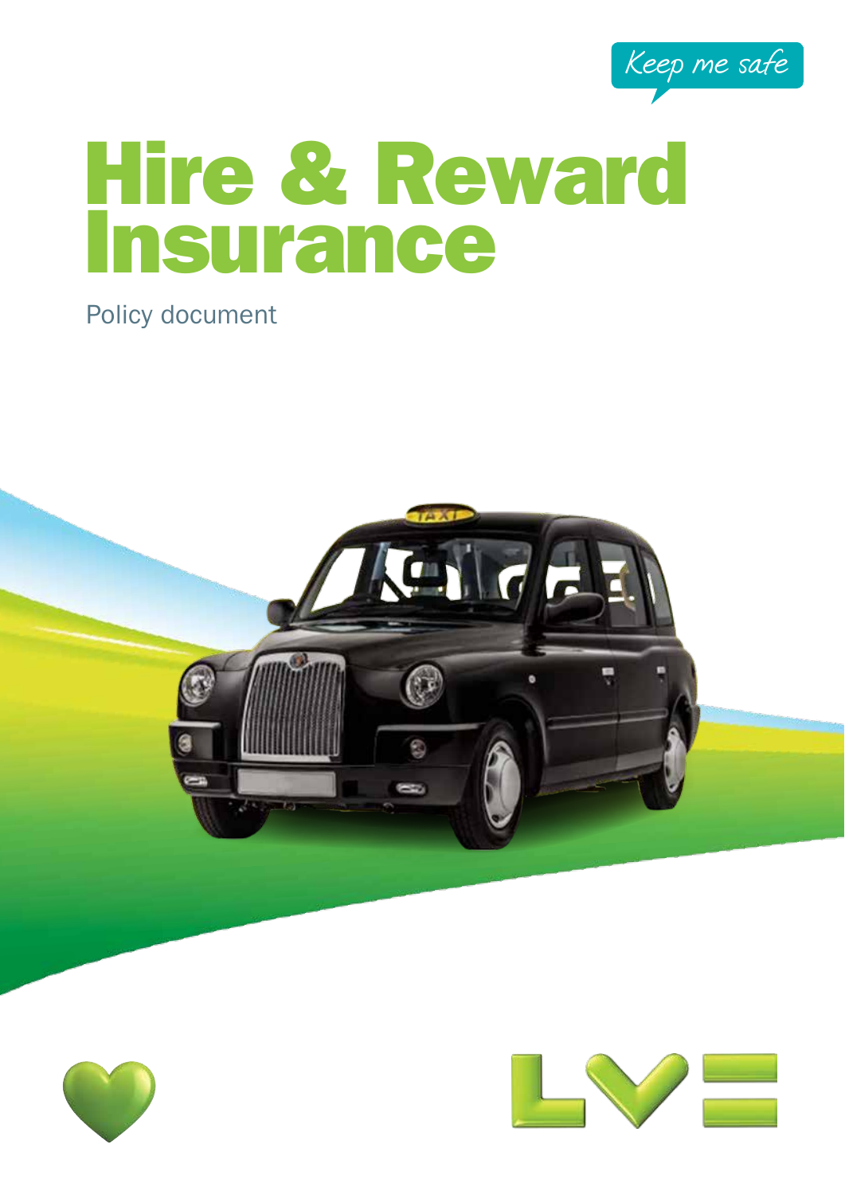Keep me safe

# Hire & Reward Insurance

Policy document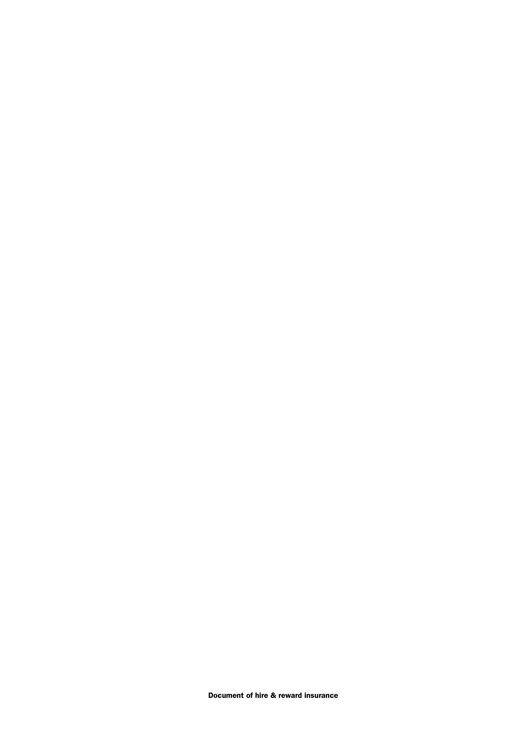**Document of hire & reward insurance**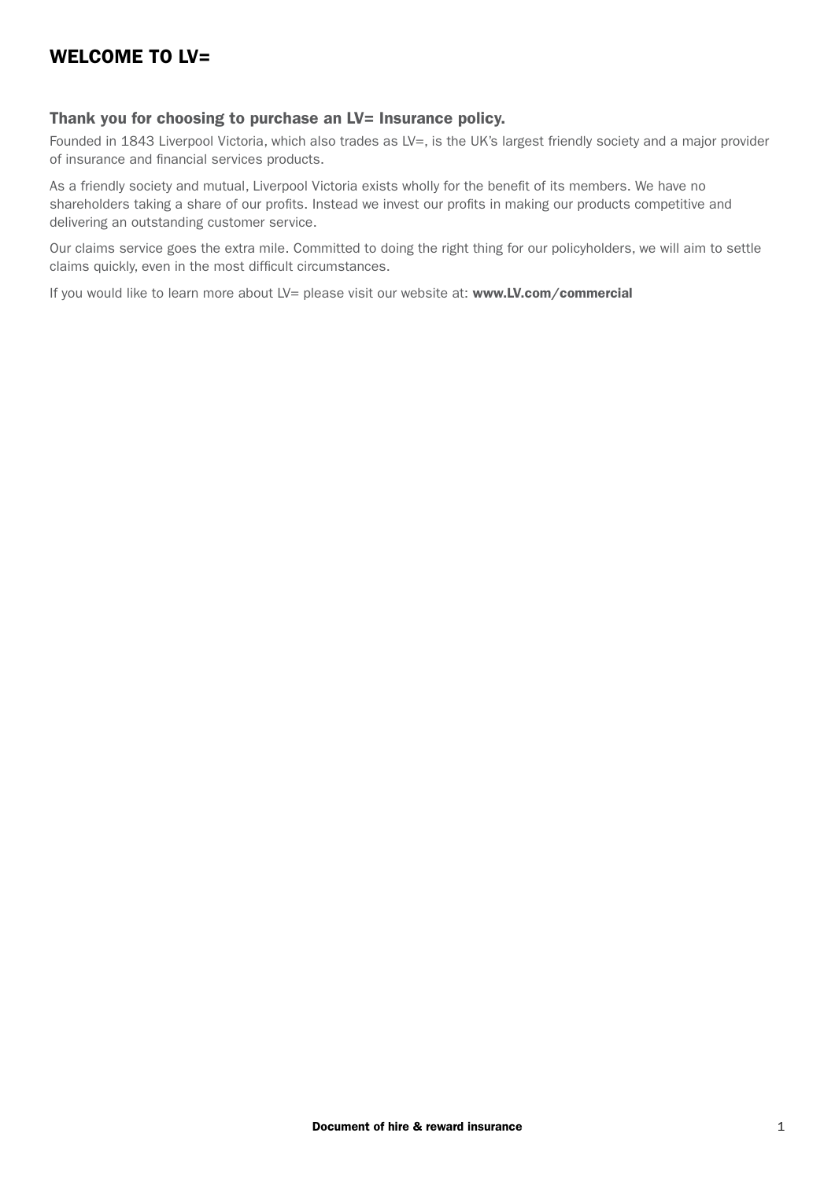# WELCOME TO LV=

### Thank you for choosing to purchase an LV= Insurance policy.

Founded in 1843 Liverpool Victoria, which also trades as LV=, is the UK's largest friendly society and a major provider of insurance and financial services products.

As a friendly society and mutual, Liverpool Victoria exists wholly for the benefit of its members. We have no shareholders taking a share of our profits. Instead we invest our profits in making our products competitive and delivering an outstanding customer service.

Our claims service goes the extra mile. Committed to doing the right thing for our policyholders, we will aim to settle claims quickly, even in the most difficult circumstances.

If you would like to learn more about LV= please visit our website at: **www.LV.com/commercial**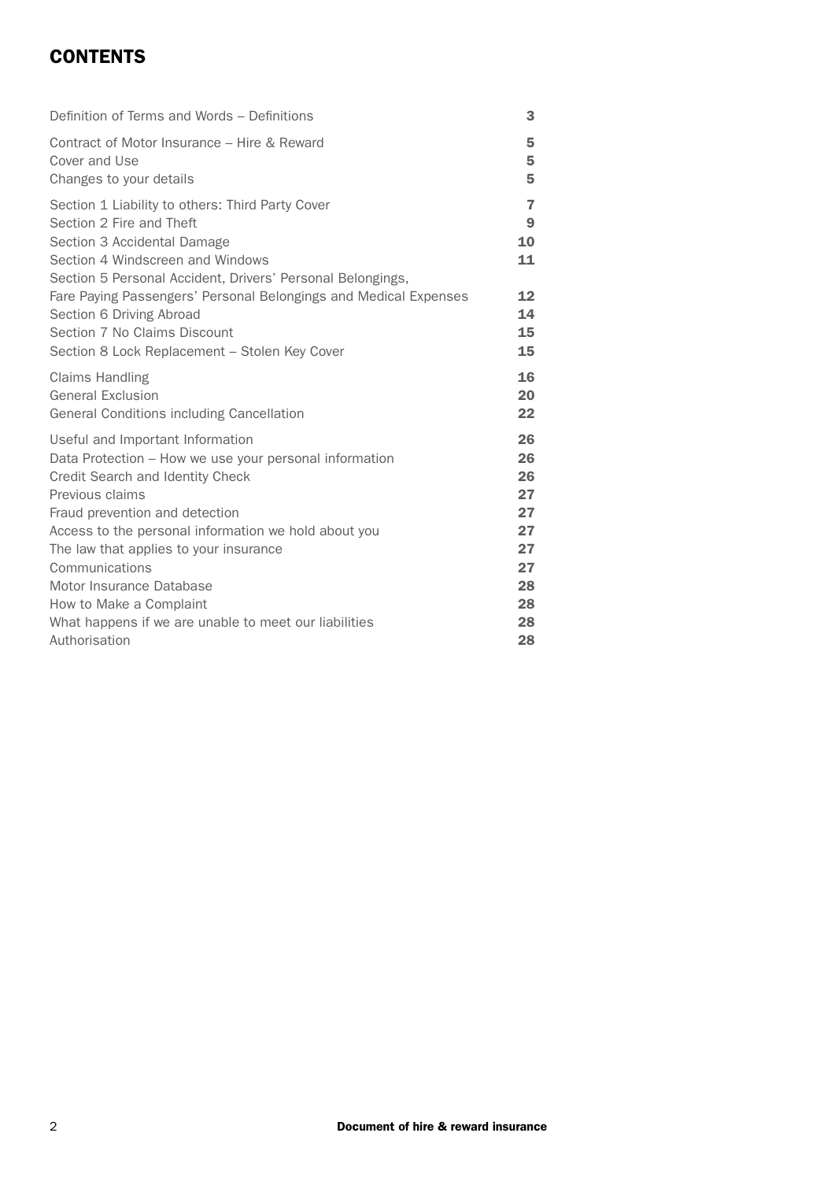## CONTENTS

| | |
|---|---|
| Definition of Terms and Words – Definitions | 3 |
| Contract of Motor Insurance – Hire & Reward | 5 |
| Cover and Use | 5 |
| Changes to your details | 5 |
| Section 1 Liability to others: Third Party Cover | 7 |
| Section 2 Fire and Theft | 9 |
| Section 3 Accidental Damage | 10 |
| Section 4 Windscreen and Windows | 11 |
| Section 5 Personal Accident, Drivers' Personal Belongings, Fare Paying Passengers' Personal Belongings and Medical Expenses | 12 |
| Section 6 Driving Abroad | 14 |
| Section 7 No Claims Discount | 15 |
| Section 8 Lock Replacement – Stolen Key Cover | 15 |
| Claims Handling | 16 |
| General Exclusion | 20 |
| General Conditions including Cancellation | 22 |
| Useful and Important Information | 26 |
| Data Protection – How we use your personal information | 26 |
| Credit Search and Identity Check | 26 |
| Previous claims | 27 |
| Fraud prevention and detection | 27 |
| Access to the personal information we hold about you | 27 |
| The law that applies to your insurance | 27 |
| Communications | 27 |
| Motor Insurance Database | 28 |
| How to Make a Complaint | 28 |
| What happens if we are unable to meet our liabilities | 28 |
| Authorisation | 28 |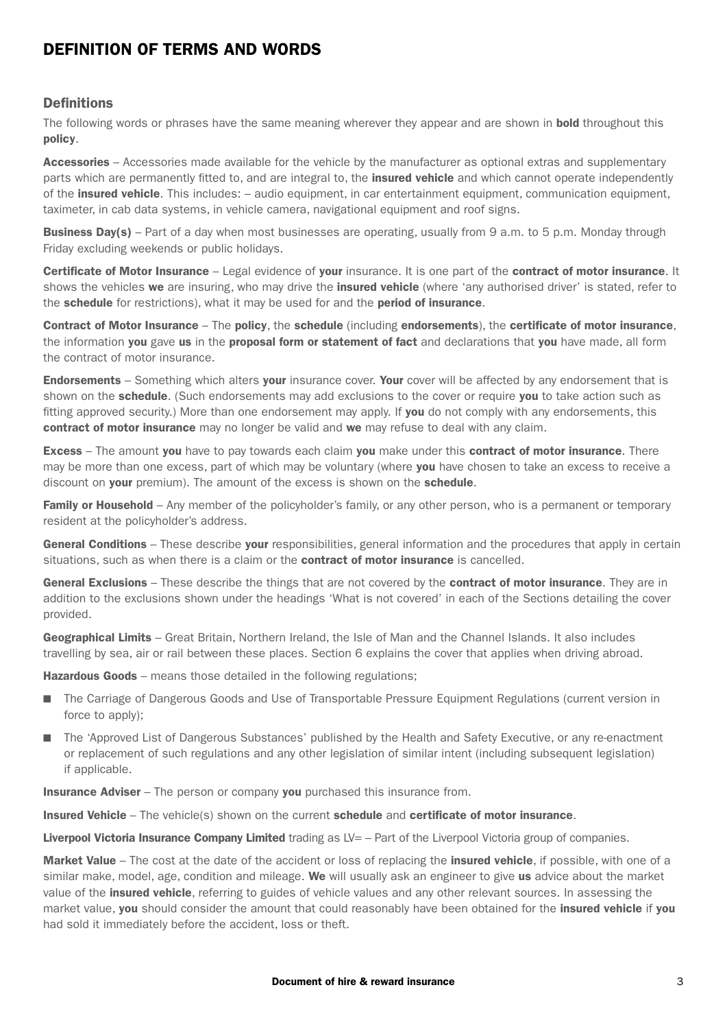# DEFINITION OF TERMS AND WORDS

## Definitions

The following words or phrases have the same meaning wherever they appear and are shown in **bold** throughout this **policy**.

**Accessories** – Accessories made available for the vehicle by the manufacturer as optional extras and supplementary parts which are permanently fitted to, and are integral to, the **insured vehicle** and which cannot operate independently of the **insured vehicle**. This includes: – audio equipment, in car entertainment equipment, communication equipment, taximeter, in cab data systems, in vehicle camera, navigational equipment and roof signs.

**Business Day(s)** – Part of a day when most businesses are operating, usually from 9 a.m. to 5 p.m. Monday through Friday excluding weekends or public holidays.

**Certificate of Motor Insurance** – Legal evidence of **your** insurance. It is one part of the **contract of motor insurance**. It shows the vehicles **we** are insuring, who may drive the **insured vehicle** (where 'any authorised driver' is stated, refer to the **schedule** for restrictions), what it may be used for and the **period of insurance**.

**Contract of Motor Insurance** – The **policy**, the **schedule** (including **endorsements**), the **certificate of motor insurance**, the information **you** gave **us** in the **proposal form or statement of fact** and declarations that **you** have made, all form the contract of motor insurance.

**Endorsements** – Something which alters **your** insurance cover. **Your** cover will be affected by any endorsement that is shown on the **schedule**. (Such endorsements may add exclusions to the cover or require **you** to take action such as fitting approved security.) More than one endorsement may apply. If **you** do not comply with any endorsements, this **contract of motor insurance** may no longer be valid and **we** may refuse to deal with any claim.

**Excess** – The amount **you** have to pay towards each claim **you** make under this **contract of motor insurance**. There may be more than one excess, part of which may be voluntary (where **you** have chosen to take an excess to receive a discount on **your** premium). The amount of the excess is shown on the **schedule**.

**Family or Household** – Any member of the policyholder's family, or any other person, who is a permanent or temporary resident at the policyholder's address.

**General Conditions** – These describe **your** responsibilities, general information and the procedures that apply in certain situations, such as when there is a claim or the **contract of motor insurance** is cancelled.

**General Exclusions** – These describe the things that are not covered by the **contract of motor insurance**. They are in addition to the exclusions shown under the headings 'What is not covered' in each of the Sections detailing the cover provided.

**Geographical Limits** – Great Britain, Northern Ireland, the Isle of Man and the Channel Islands. It also includes travelling by sea, air or rail between these places. Section 6 explains the cover that applies when driving abroad.

**Hazardous Goods** – means those detailed in the following regulations;

- The Carriage of Dangerous Goods and Use of Transportable Pressure Equipment Regulations (current version in force to apply);
- The 'Approved List of Dangerous Substances' published by the Health and Safety Executive, or any re-enactment or replacement of such regulations and any other legislation of similar intent (including subsequent legislation) if applicable.

**Insurance Adviser** – The person or company **you** purchased this insurance from.

**Insured Vehicle** – The vehicle(s) shown on the current **schedule** and **certificate of motor insurance**.

**Liverpool Victoria Insurance Company Limited** trading as LV= – Part of the Liverpool Victoria group of companies.

**Market Value** – The cost at the date of the accident or loss of replacing the **insured vehicle**, if possible, with one of a similar make, model, age, condition and mileage. **We** will usually ask an engineer to give **us** advice about the market value of the **insured vehicle**, referring to guides of vehicle values and any other relevant sources. In assessing the market value, **you** should consider the amount that could reasonably have been obtained for the **insured vehicle** if **you** had sold it immediately before the accident, loss or theft.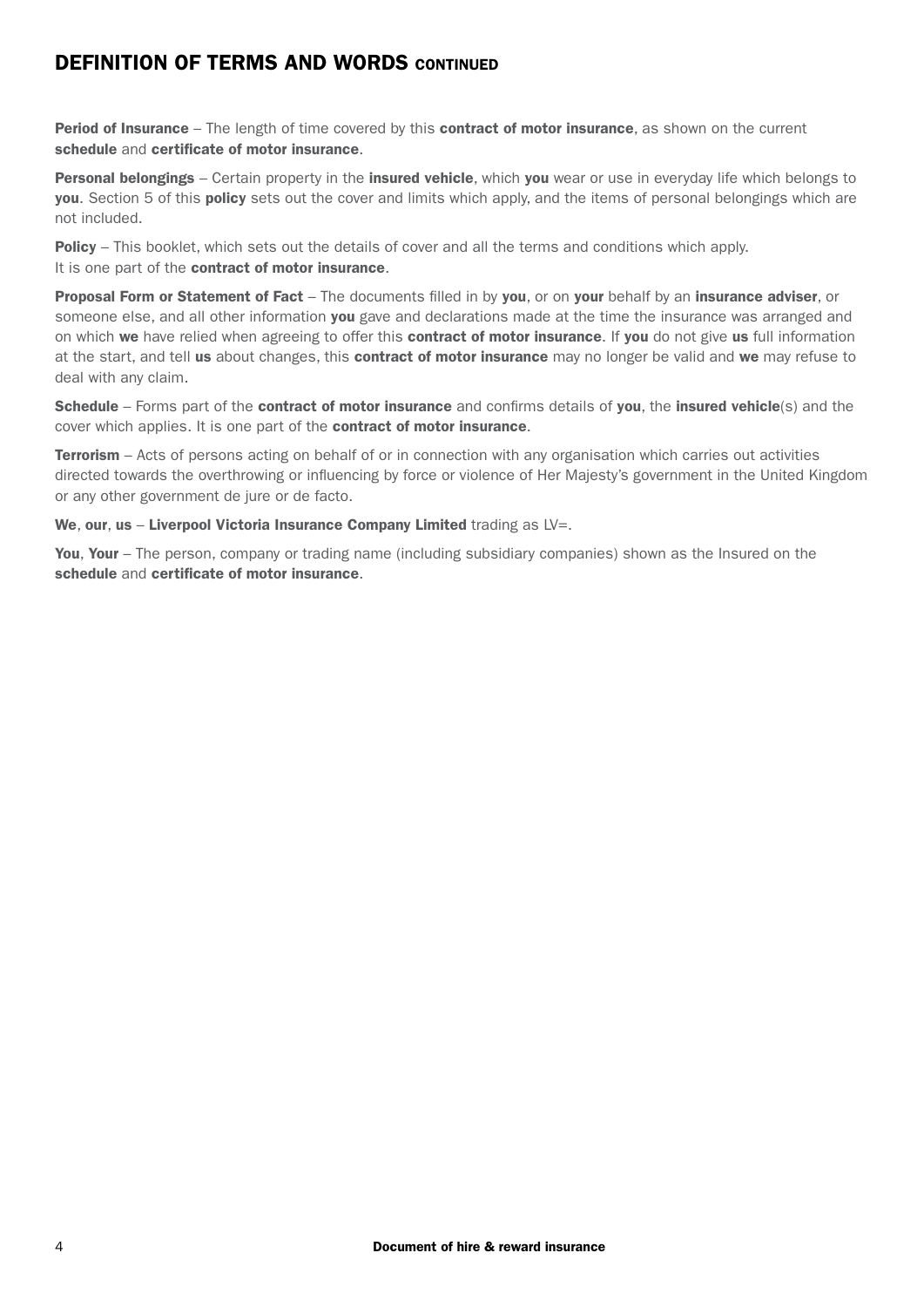## DEFINITION OF TERMS AND WORDS CONTINUED

**Period of Insurance** – The length of time covered by this **contract of motor insurance**, as shown on the current **schedule** and **certificate of motor insurance**.

**Personal belongings** – Certain property in the **insured vehicle**, which **you** wear or use in everyday life which belongs to **you**. Section 5 of this **policy** sets out the cover and limits which apply, and the items of personal belongings which are not included.

**Policy** – This booklet, which sets out the details of cover and all the terms and conditions which apply. It is one part of the **contract of motor insurance**.

**Proposal Form or Statement of Fact** – The documents filled in by **you**, or on **your** behalf by an **insurance adviser**, or someone else, and all other information **you** gave and declarations made at the time the insurance was arranged and on which **we** have relied when agreeing to offer this **contract of motor insurance**. If **you** do not give **us** full information at the start, and tell **us** about changes, this **contract of motor insurance** may no longer be valid and **we** may refuse to deal with any claim.

**Schedule** – Forms part of the **contract of motor insurance** and confirms details of **you**, the **insured vehicle**(s) and the cover which applies. It is one part of the **contract of motor insurance**.

**Terrorism** – Acts of persons acting on behalf of or in connection with any organisation which carries out activities directed towards the overthrowing or influencing by force or violence of Her Majesty's government in the United Kingdom or any other government de jure or de facto.

**We**, **our**, **us** – **Liverpool Victoria Insurance Company Limited** trading as LV=.

**You**, **Your** – The person, company or trading name (including subsidiary companies) shown as the Insured on the **schedule** and **certificate of motor insurance**.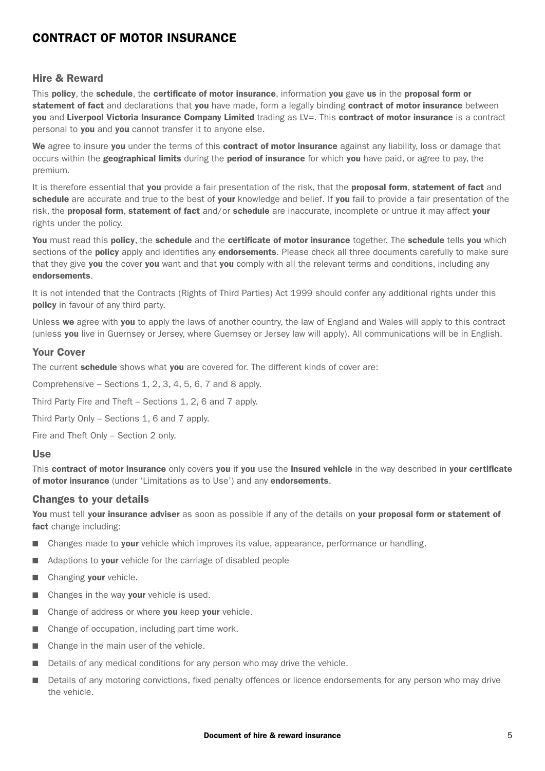# CONTRACT OF MOTOR INSURANCE

## Hire & Reward

This **policy**, the **schedule**, the **certificate of motor insurance**, information **you** gave **us** in the **proposal form or statement of fact** and declarations that **you** have made, form a legally binding **contract of motor insurance** between **you** and **Liverpool Victoria Insurance Company Limited** trading as LV=. This **contract of motor insurance** is a contract personal to **you** and **you** cannot transfer it to anyone else.

**We** agree to insure **you** under the terms of this **contract of motor insurance** against any liability, loss or damage that occurs within the **geographical limits** during the **period of insurance** for which **you** have paid, or agree to pay, the premium.

It is therefore essential that **you** provide a fair presentation of the risk, that the **proposal form**, **statement of fact** and **schedule** are accurate and true to the best of **your** knowledge and belief. If **you** fail to provide a fair presentation of the risk, the **proposal form**, **statement of fact** and/or **schedule** are inaccurate, incomplete or untrue it may affect **your** rights under the policy.

**You** must read this **policy**, the **schedule** and the **certificate of motor insurance** together. The **schedule** tells **you** which sections of the **policy** apply and identifies any **endorsements**. Please check all three documents carefully to make sure that they give **you** the cover **you** want and that **you** comply with all the relevant terms and conditions, including any **endorsements**.

It is not intended that the Contracts (Rights of Third Parties) Act 1999 should confer any additional rights under this **policy** in favour of any third party.

Unless **we** agree with **you** to apply the laws of another country, the law of England and Wales will apply to this contract (unless **you** live in Guernsey or Jersey, where Guernsey or Jersey law will apply). All communications will be in English.

## Your Cover

The current **schedule** shows what **you** are covered for. The different kinds of cover are:

Comprehensive – Sections 1, 2, 3, 4, 5, 6, 7 and 8 apply.

Third Party Fire and Theft – Sections 1, 2, 6 and 7 apply.

Third Party Only – Sections 1, 6 and 7 apply.

Fire and Theft Only – Section 2 only.

## Use

This **contract of motor insurance** only covers **you** if **you** use the **insured vehicle** in the way described in **your certificate of motor insurance** (under 'Limitations as to Use') and any **endorsements**.

## Changes to your details

**You** must tell **your insurance adviser** as soon as possible if any of the details on **your proposal form or statement of fact** change including:

- Changes made to **your** vehicle which improves its value, appearance, performance or handling.
- Adaptions to **your** vehicle for the carriage of disabled people
- Changing **your** vehicle.
- Changes in the way **your** vehicle is used.
- Change of address or where **you** keep **your** vehicle.
- Change of occupation, including part time work.
- Change in the main user of the vehicle.
- Details of any medical conditions for any person who may drive the vehicle.
- Details of any motoring convictions, fixed penalty offences or licence endorsements for any person who may drive the vehicle.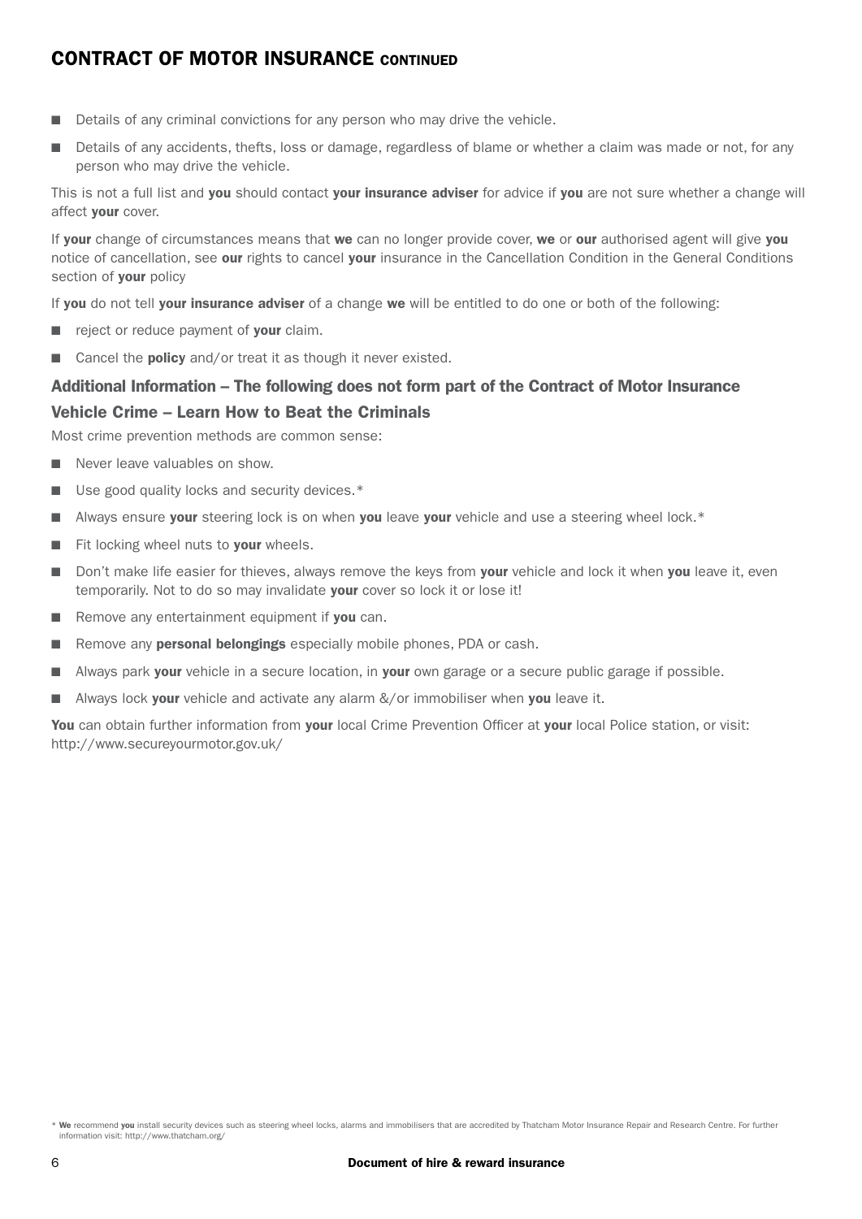## CONTRACT OF MOTOR INSURANCE CONTINUED

- Details of any criminal convictions for any person who may drive the vehicle.
- Details of any accidents, thefts, loss or damage, regardless of blame or whether a claim was made or not, for any person who may drive the vehicle.

This is not a full list and **you** should contact **your insurance adviser** for advice if **you** are not sure whether a change will affect **your** cover.

If **your** change of circumstances means that **we** can no longer provide cover, **we** or **our** authorised agent will give **you** notice of cancellation, see **our** rights to cancel **your** insurance in the Cancellation Condition in the General Conditions section of **your** policy

If **you** do not tell **your insurance adviser** of a change **we** will be entitled to do one or both of the following:

- reject or reduce payment of **your** claim.
- Cancel the **policy** and/or treat it as though it never existed.

### Additional Information – The following does not form part of the Contract of Motor Insurance

### Vehicle Crime – Learn How to Beat the Criminals

Most crime prevention methods are common sense:

- Never leave valuables on show.
- Use good quality locks and security devices.*
- Always ensure **your** steering lock is on when **you** leave **your** vehicle and use a steering wheel lock.*
- Fit locking wheel nuts to **your** wheels.
- Don't make life easier for thieves, always remove the keys from **your** vehicle and lock it when **you** leave it, even temporarily. Not to do so may invalidate **your** cover so lock it or lose it!
- Remove any entertainment equipment if **you** can.
- Remove any **personal belongings** especially mobile phones, PDA or cash.
- Always park **your** vehicle in a secure location, in **your** own garage or a secure public garage if possible.
- Always lock **your** vehicle and activate any alarm &/or immobiliser when **you** leave it.

**You** can obtain further information from **your** local Crime Prevention Officer at **your** local Police station, or visit: http://www.secureyourmotor.gov.uk/

* **We** recommend **you** install security devices such as steering wheel locks, alarms and immobilisers that are accredited by Thatcham Motor Insurance Repair and Research Centre. For further information visit: http://www.thatcham.org/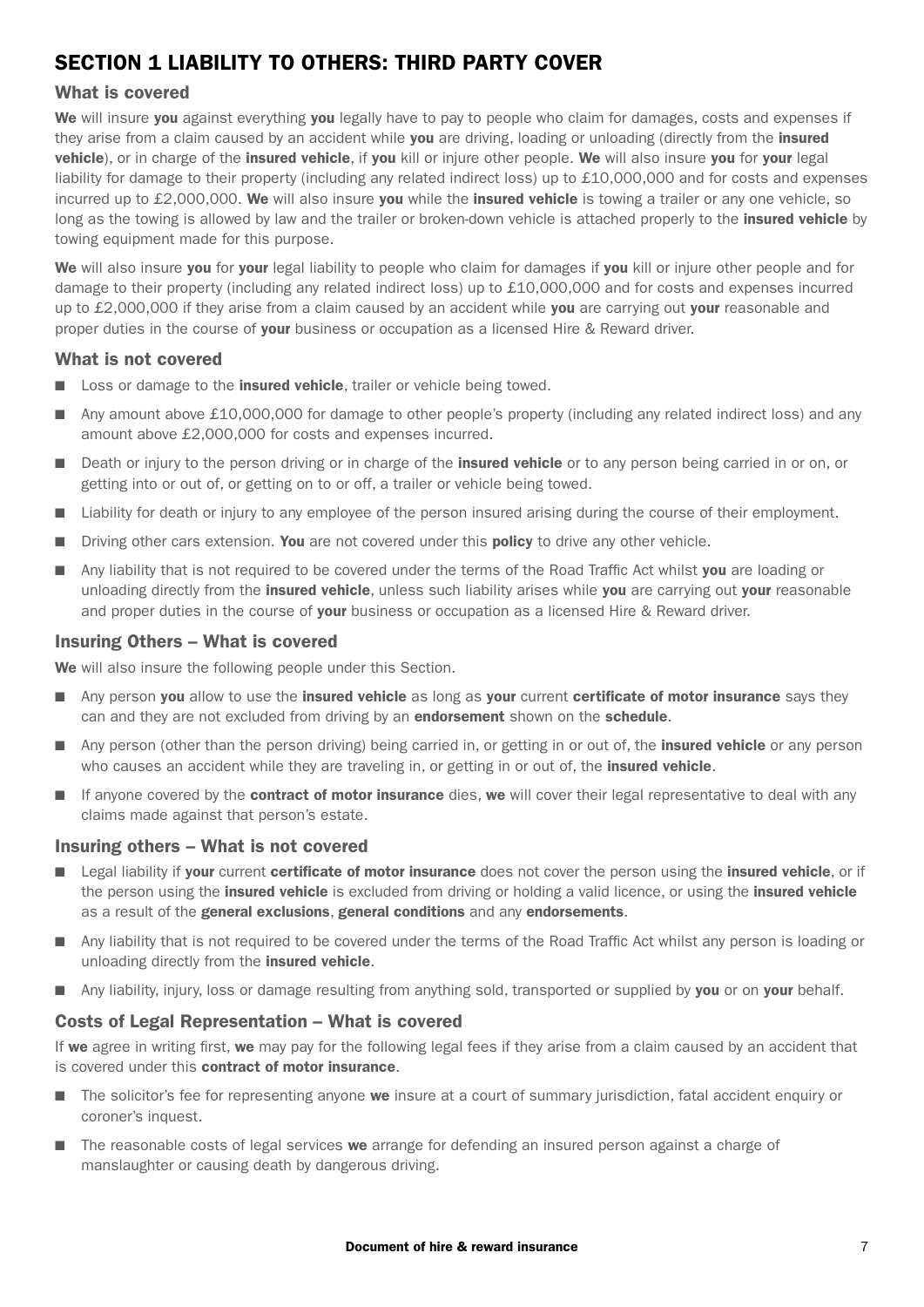# SECTION 1 LIABILITY TO OTHERS: THIRD PARTY COVER

## What is covered

**We** will insure **you** against everything **you** legally have to pay to people who claim for damages, costs and expenses if they arise from a claim caused by an accident while **you** are driving, loading or unloading (directly from the **insured vehicle**), or in charge of the **insured vehicle**, if **you** kill or injure other people. **We** will also insure **you** for **your** legal liability for damage to their property (including any related indirect loss) up to £10,000,000 and for costs and expenses incurred up to £2,000,000. **We** will also insure **you** while the **insured vehicle** is towing a trailer or any one vehicle, so long as the towing is allowed by law and the trailer or broken-down vehicle is attached properly to the **insured vehicle** by towing equipment made for this purpose.

**We** will also insure **you** for **your** legal liability to people who claim for damages if **you** kill or injure other people and for damage to their property (including any related indirect loss) up to £10,000,000 and for costs and expenses incurred up to £2,000,000 if they arise from a claim caused by an accident while **you** are carrying out **your** reasonable and proper duties in the course of **your** business or occupation as a licensed Hire & Reward driver.

## What is not covered

- Loss or damage to the **insured vehicle**, trailer or vehicle being towed.
- Any amount above £10,000,000 for damage to other people's property (including any related indirect loss) and any amount above £2,000,000 for costs and expenses incurred.
- Death or injury to the person driving or in charge of the **insured vehicle** or to any person being carried in or on, or getting into or out of, or getting on to or off, a trailer or vehicle being towed.
- Liability for death or injury to any employee of the person insured arising during the course of their employment.
- Driving other cars extension. **You** are not covered under this **policy** to drive any other vehicle.
- Any liability that is not required to be covered under the terms of the Road Traffic Act whilst **you** are loading or unloading directly from the **insured vehicle**, unless such liability arises while **you** are carrying out **your** reasonable and proper duties in the course of **your** business or occupation as a licensed Hire & Reward driver.

## Insuring Others – What is covered

**We** will also insure the following people under this Section.

- Any person **you** allow to use the **insured vehicle** as long as **your** current **certificate of motor insurance** says they can and they are not excluded from driving by an **endorsement** shown on the **schedule**.
- Any person (other than the person driving) being carried in, or getting in or out of, the **insured vehicle** or any person who causes an accident while they are traveling in, or getting in or out of, the **insured vehicle**.
- If anyone covered by the **contract of motor insurance** dies, **we** will cover their legal representative to deal with any claims made against that person's estate.

## Insuring others – What is not covered

- Legal liability if **your** current **certificate of motor insurance** does not cover the person using the **insured vehicle**, or if the person using the **insured vehicle** is excluded from driving or holding a valid licence, or using the **insured vehicle** as a result of the **general exclusions**, **general conditions** and any **endorsements**.
- Any liability that is not required to be covered under the terms of the Road Traffic Act whilst any person is loading or unloading directly from the **insured vehicle**.
- Any liability, injury, loss or damage resulting from anything sold, transported or supplied by **you** or on **your** behalf.

## Costs of Legal Representation – What is covered

If **we** agree in writing first, **we** may pay for the following legal fees if they arise from a claim caused by an accident that is covered under this **contract of motor insurance**.

- The solicitor's fee for representing anyone **we** insure at a court of summary jurisdiction, fatal accident enquiry or coroner's inquest.
- The reasonable costs of legal services **we** arrange for defending an insured person against a charge of manslaughter or causing death by dangerous driving.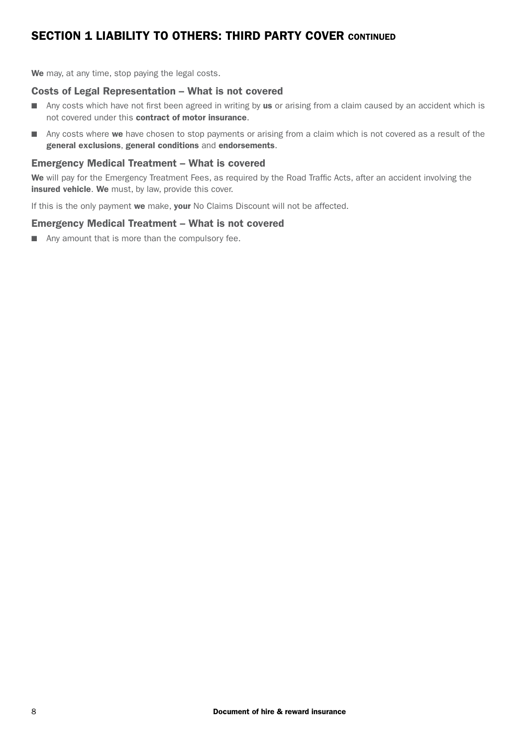## SECTION 1 LIABILITY TO OTHERS: THIRD PARTY COVER CONTINUED

**We** may, at any time, stop paying the legal costs.

### Costs of Legal Representation – What is not covered

- Any costs which have not first been agreed in writing by **us** or arising from a claim caused by an accident which is not covered under this **contract of motor insurance**.
- Any costs where **we** have chosen to stop payments or arising from a claim which is not covered as a result of the **general exclusions**, **general conditions** and **endorsements**.

### Emergency Medical Treatment – What is covered

**We** will pay for the Emergency Treatment Fees, as required by the Road Traffic Acts, after an accident involving the **insured vehicle**. **We** must, by law, provide this cover.

If this is the only payment **we** make, **your** No Claims Discount will not be affected.

### Emergency Medical Treatment – What is not covered

- Any amount that is more than the compulsory fee.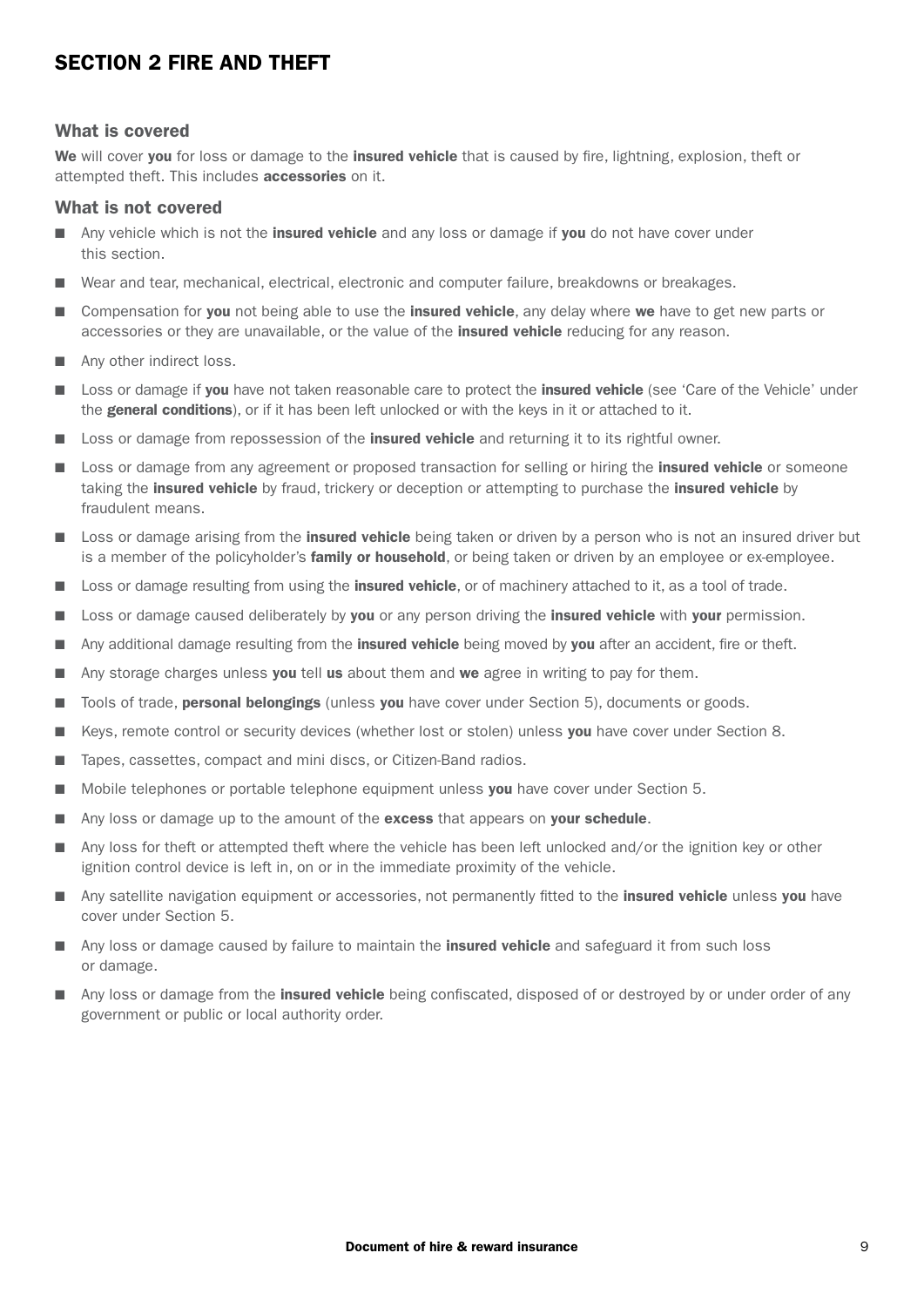# SECTION 2 FIRE AND THEFT

## What is covered

**We** will cover **you** for loss or damage to the **insured vehicle** that is caused by fire, lightning, explosion, theft or attempted theft. This includes **accessories** on it.

## What is not covered

- Any vehicle which is not the **insured vehicle** and any loss or damage if **you** do not have cover under this section.
- Wear and tear, mechanical, electrical, electronic and computer failure, breakdowns or breakages.
- Compensation for **you** not being able to use the **insured vehicle**, any delay where **we** have to get new parts or accessories or they are unavailable, or the value of the **insured vehicle** reducing for any reason.
- Any other indirect loss.
- Loss or damage if **you** have not taken reasonable care to protect the **insured vehicle** (see 'Care of the Vehicle' under the **general conditions**), or if it has been left unlocked or with the keys in it or attached to it.
- Loss or damage from repossession of the **insured vehicle** and returning it to its rightful owner.
- Loss or damage from any agreement or proposed transaction for selling or hiring the **insured vehicle** or someone taking the **insured vehicle** by fraud, trickery or deception or attempting to purchase the **insured vehicle** by fraudulent means.
- Loss or damage arising from the **insured vehicle** being taken or driven by a person who is not an insured driver but is a member of the policyholder's **family or household**, or being taken or driven by an employee or ex-employee.
- Loss or damage resulting from using the **insured vehicle**, or of machinery attached to it, as a tool of trade.
- Loss or damage caused deliberately by **you** or any person driving the **insured vehicle** with **your** permission.
- Any additional damage resulting from the **insured vehicle** being moved by **you** after an accident, fire or theft.
- Any storage charges unless **you** tell **us** about them and **we** agree in writing to pay for them.
- Tools of trade, **personal belongings** (unless **you** have cover under Section 5), documents or goods.
- Keys, remote control or security devices (whether lost or stolen) unless **you** have cover under Section 8.
- Tapes, cassettes, compact and mini discs, or Citizen-Band radios.
- Mobile telephones or portable telephone equipment unless **you** have cover under Section 5.
- Any loss or damage up to the amount of the **excess** that appears on **your schedule**.
- Any loss for theft or attempted theft where the vehicle has been left unlocked and/or the ignition key or other ignition control device is left in, on or in the immediate proximity of the vehicle.
- Any satellite navigation equipment or accessories, not permanently fitted to the **insured vehicle** unless **you** have cover under Section 5.
- Any loss or damage caused by failure to maintain the **insured vehicle** and safeguard it from such loss or damage.
- Any loss or damage from the **insured vehicle** being confiscated, disposed of or destroyed by or under order of any government or public or local authority order.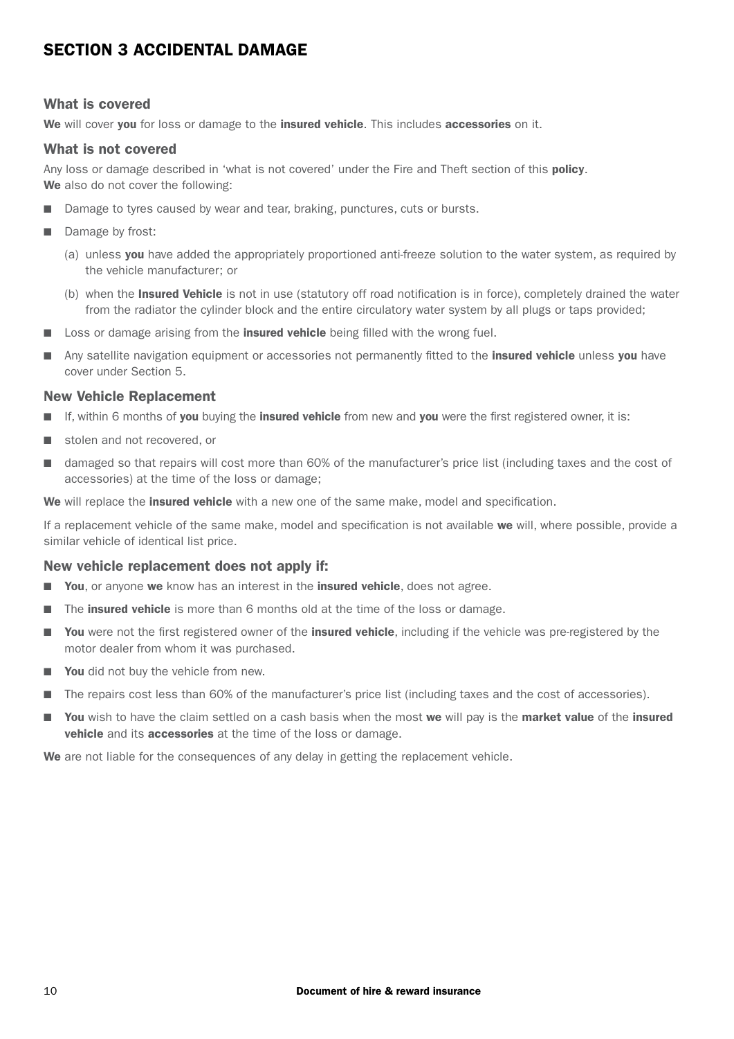# SECTION 3 ACCIDENTAL DAMAGE

### What is covered

**We** will cover **you** for loss or damage to the **insured vehicle**. This includes **accessories** on it.

### What is not covered

Any loss or damage described in 'what is not covered' under the Fire and Theft section of this **policy**.
**We** also do not cover the following:

- Damage to tyres caused by wear and tear, braking, punctures, cuts or bursts.
- Damage by frost:
  - (a) unless **you** have added the appropriately proportioned anti-freeze solution to the water system, as required by the vehicle manufacturer; or
  - (b) when the **Insured Vehicle** is not in use (statutory off road notification is in force), completely drained the water from the radiator the cylinder block and the entire circulatory water system by all plugs or taps provided;
- Loss or damage arising from the **insured vehicle** being filled with the wrong fuel.
- Any satellite navigation equipment or accessories not permanently fitted to the **insured vehicle** unless **you** have cover under Section 5.

### New Vehicle Replacement

- If, within 6 months of **you** buying the **insured vehicle** from new and **you** were the first registered owner, it is:
- stolen and not recovered, or
- damaged so that repairs will cost more than 60% of the manufacturer's price list (including taxes and the cost of accessories) at the time of the loss or damage;

**We** will replace the **insured vehicle** with a new one of the same make, model and specification.

If a replacement vehicle of the same make, model and specification is not available **we** will, where possible, provide a similar vehicle of identical list price.

### New vehicle replacement does not apply if:

- **You**, or anyone **we** know has an interest in the **insured vehicle**, does not agree.
- The **insured vehicle** is more than 6 months old at the time of the loss or damage.
- **You** were not the first registered owner of the **insured vehicle**, including if the vehicle was pre-registered by the motor dealer from whom it was purchased.
- **You** did not buy the vehicle from new.
- The repairs cost less than 60% of the manufacturer's price list (including taxes and the cost of accessories).
- **You** wish to have the claim settled on a cash basis when the most **we** will pay is the **market value** of the **insured vehicle** and its **accessories** at the time of the loss or damage.

**We** are not liable for the consequences of any delay in getting the replacement vehicle.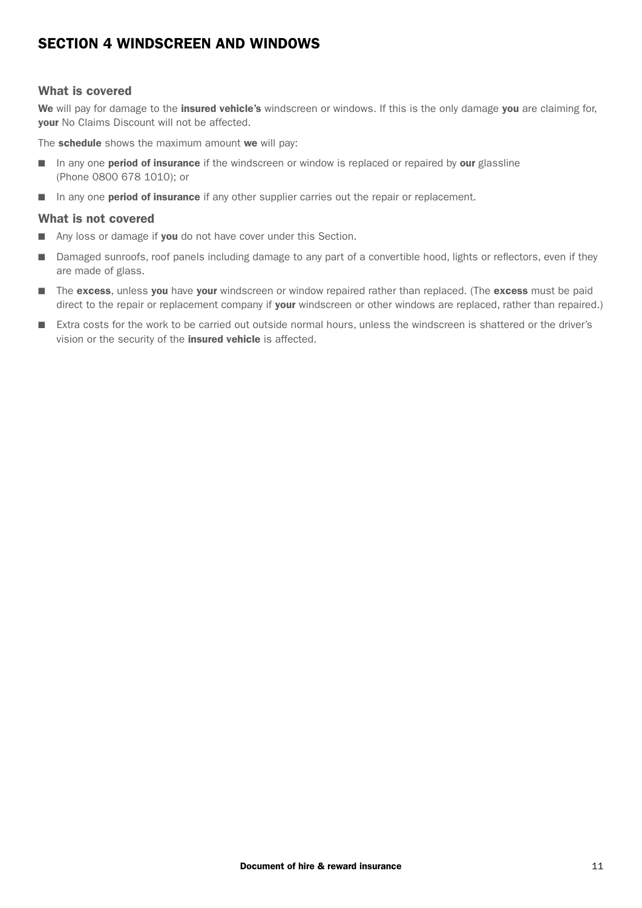## SECTION 4 WINDSCREEN AND WINDOWS

### What is covered

**We** will pay for damage to the **insured vehicle's** windscreen or windows. If this is the only damage **you** are claiming for, **your** No Claims Discount will not be affected.

The **schedule** shows the maximum amount **we** will pay:

- In any one **period of insurance** if the windscreen or window is replaced or repaired by **our** glassline (Phone 0800 678 1010); or
- In any one **period of insurance** if any other supplier carries out the repair or replacement.

### What is not covered

- Any loss or damage if **you** do not have cover under this Section.
- Damaged sunroofs, roof panels including damage to any part of a convertible hood, lights or reflectors, even if they are made of glass.
- The **excess**, unless **you** have **your** windscreen or window repaired rather than replaced. (The **excess** must be paid direct to the repair or replacement company if **your** windscreen or other windows are replaced, rather than repaired.)
- Extra costs for the work to be carried out outside normal hours, unless the windscreen is shattered or the driver's vision or the security of the **insured vehicle** is affected.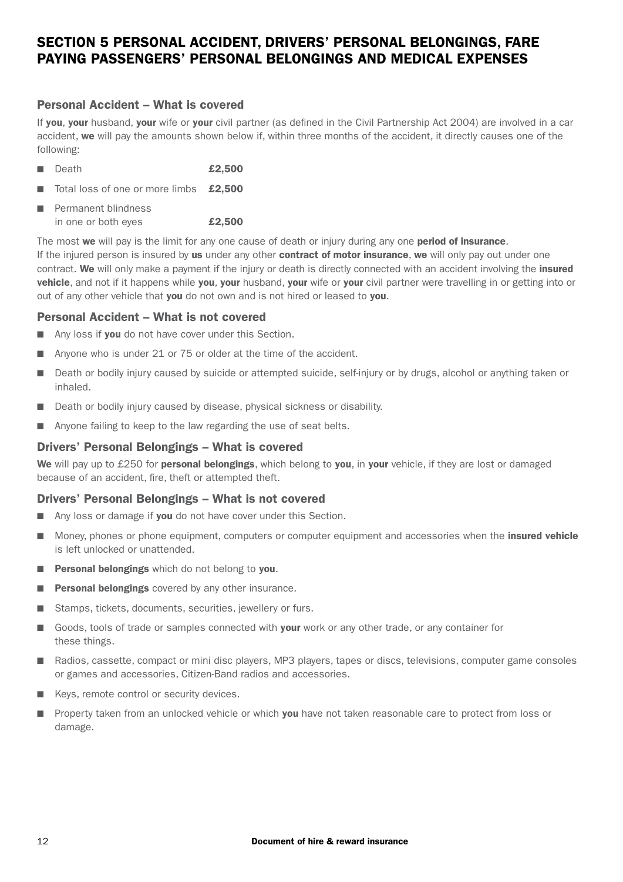# SECTION 5 PERSONAL ACCIDENT, DRIVERS' PERSONAL BELONGINGS, FARE PAYING PASSENGERS' PERSONAL BELONGINGS AND MEDICAL EXPENSES

## Personal Accident – What is covered

If **you**, **your** husband, **your** wife or **your** civil partner (as defined in the Civil Partnership Act 2004) are involved in a car accident, **we** will pay the amounts shown below if, within three months of the accident, it directly causes one of the following:

- Death **£2,500**
- Total loss of one or more limbs **£2,500**
- Permanent blindness in one or both eyes **£2,500**

The most **we** will pay is the limit for any one cause of death or injury during any one **period of insurance**.
If the injured person is insured by **us** under any other **contract of motor insurance**, **we** will only pay out under one contract. **We** will only make a payment if the injury or death is directly connected with an accident involving the **insured vehicle**, and not if it happens while **you**, **your** husband, **your** wife or **your** civil partner were travelling in or getting into or out of any other vehicle that **you** do not own and is not hired or leased to **you**.

## Personal Accident – What is not covered

- Any loss if **you** do not have cover under this Section.
- Anyone who is under 21 or 75 or older at the time of the accident.
- Death or bodily injury caused by suicide or attempted suicide, self-injury or by drugs, alcohol or anything taken or inhaled.
- Death or bodily injury caused by disease, physical sickness or disability.
- Anyone failing to keep to the law regarding the use of seat belts.

## Drivers' Personal Belongings – What is covered

**We** will pay up to £250 for **personal belongings**, which belong to **you**, in **your** vehicle, if they are lost or damaged because of an accident, fire, theft or attempted theft.

## Drivers' Personal Belongings – What is not covered

- Any loss or damage if **you** do not have cover under this Section.
- Money, phones or phone equipment, computers or computer equipment and accessories when the **insured vehicle** is left unlocked or unattended.
- **Personal belongings** which do not belong to **you**.
- **Personal belongings** covered by any other insurance.
- Stamps, tickets, documents, securities, jewellery or furs.
- Goods, tools of trade or samples connected with **your** work or any other trade, or any container for these things.
- Radios, cassette, compact or mini disc players, MP3 players, tapes or discs, televisions, computer game consoles or games and accessories, Citizen-Band radios and accessories.
- Keys, remote control or security devices.
- Property taken from an unlocked vehicle or which **you** have not taken reasonable care to protect from loss or damage.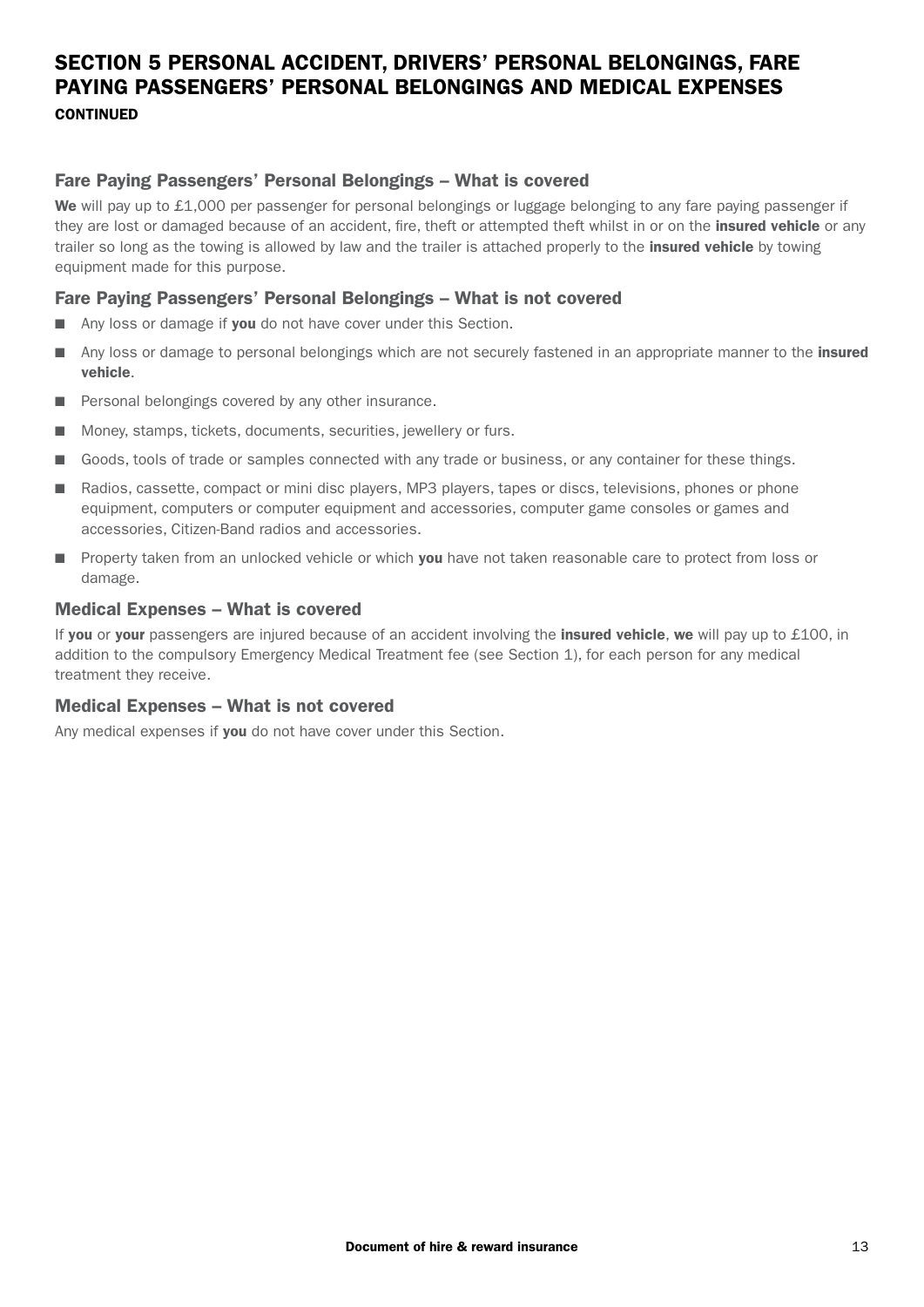# SECTION 5 PERSONAL ACCIDENT, DRIVERS' PERSONAL BELONGINGS, FARE PAYING PASSENGERS' PERSONAL BELONGINGS AND MEDICAL EXPENSES

**CONTINUED**

## Fare Paying Passengers' Personal Belongings – What is covered

**We** will pay up to £1,000 per passenger for personal belongings or luggage belonging to any fare paying passenger if they are lost or damaged because of an accident, fire, theft or attempted theft whilst in or on the **insured vehicle** or any trailer so long as the towing is allowed by law and the trailer is attached properly to the **insured vehicle** by towing equipment made for this purpose.

## Fare Paying Passengers' Personal Belongings – What is not covered

- Any loss or damage if **you** do not have cover under this Section.
- Any loss or damage to personal belongings which are not securely fastened in an appropriate manner to the **insured vehicle**.
- Personal belongings covered by any other insurance.
- Money, stamps, tickets, documents, securities, jewellery or furs.
- Goods, tools of trade or samples connected with any trade or business, or any container for these things.
- Radios, cassette, compact or mini disc players, MP3 players, tapes or discs, televisions, phones or phone equipment, computers or computer equipment and accessories, computer game consoles or games and accessories, Citizen-Band radios and accessories.
- Property taken from an unlocked vehicle or which **you** have not taken reasonable care to protect from loss or damage.

## Medical Expenses – What is covered

If **you** or **your** passengers are injured because of an accident involving the **insured vehicle**, **we** will pay up to £100, in addition to the compulsory Emergency Medical Treatment fee (see Section 1), for each person for any medical treatment they receive.

## Medical Expenses – What is not covered

Any medical expenses if **you** do not have cover under this Section.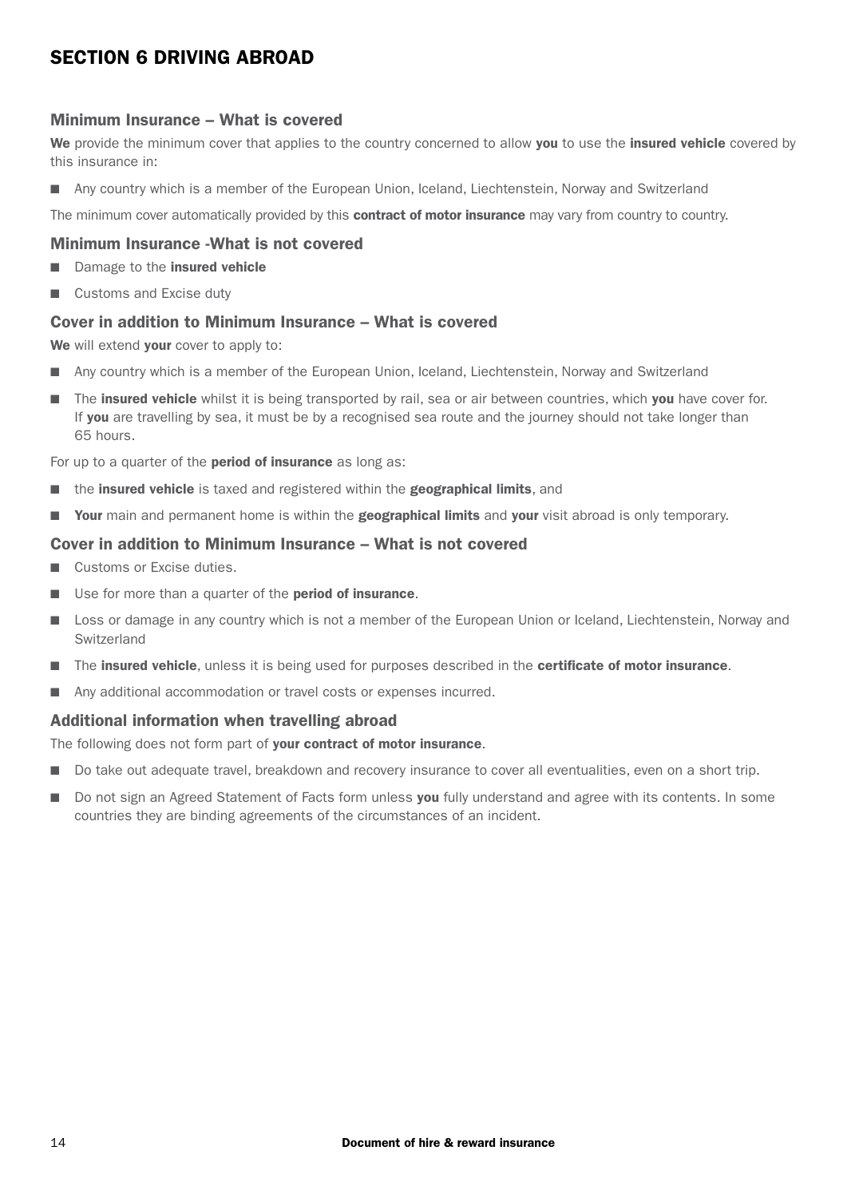# SECTION 6 DRIVING ABROAD

### Minimum Insurance – What is covered

**We** provide the minimum cover that applies to the country concerned to allow **you** to use the **insured vehicle** covered by this insurance in:

- Any country which is a member of the European Union, Iceland, Liechtenstein, Norway and Switzerland

The minimum cover automatically provided by this **contract of motor insurance** may vary from country to country.

### Minimum Insurance -What is not covered

- Damage to the **insured vehicle**
- Customs and Excise duty

### Cover in addition to Minimum Insurance – What is covered

**We** will extend **your** cover to apply to:

- Any country which is a member of the European Union, Iceland, Liechtenstein, Norway and Switzerland
- The **insured vehicle** whilst it is being transported by rail, sea or air between countries, which **you** have cover for. If **you** are travelling by sea, it must be by a recognised sea route and the journey should not take longer than 65 hours.

For up to a quarter of the **period of insurance** as long as:

- the **insured vehicle** is taxed and registered within the **geographical limits**, and
- **Your** main and permanent home is within the **geographical limits** and **your** visit abroad is only temporary.

### Cover in addition to Minimum Insurance – What is not covered

- Customs or Excise duties.
- Use for more than a quarter of the **period of insurance**.
- Loss or damage in any country which is not a member of the European Union or Iceland, Liechtenstein, Norway and Switzerland
- The **insured vehicle**, unless it is being used for purposes described in the **certificate of motor insurance**.
- Any additional accommodation or travel costs or expenses incurred.

### Additional information when travelling abroad

The following does not form part of **your contract of motor insurance**.

- Do take out adequate travel, breakdown and recovery insurance to cover all eventualities, even on a short trip.
- Do not sign an Agreed Statement of Facts form unless **you** fully understand and agree with its contents. In some countries they are binding agreements of the circumstances of an incident.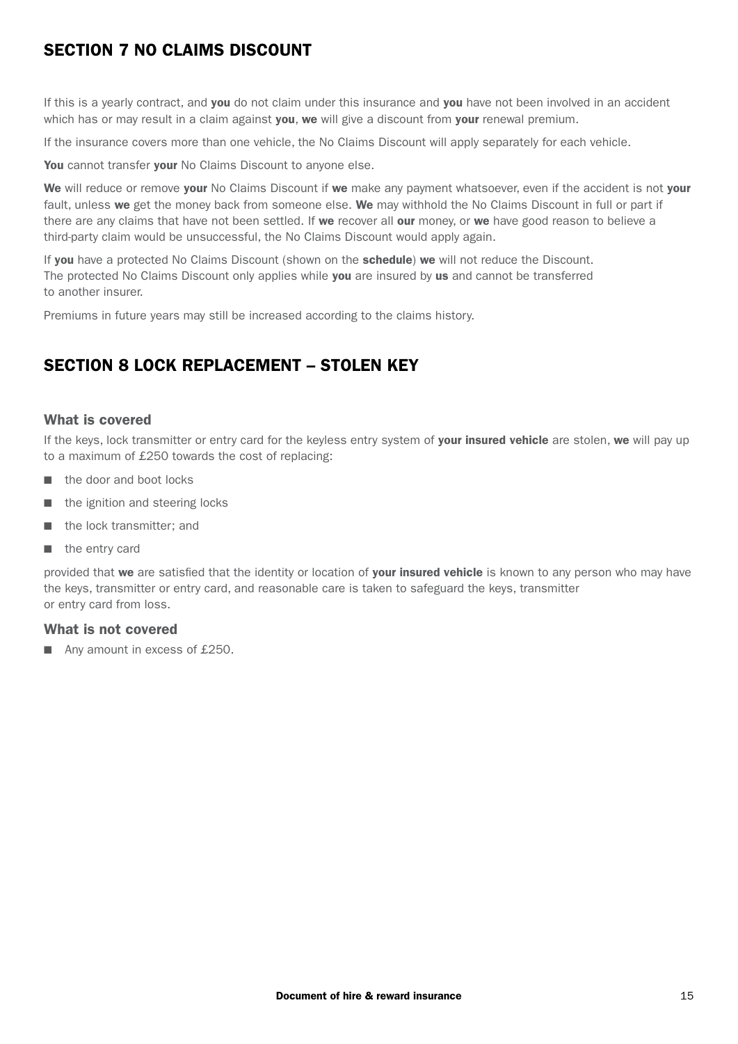## SECTION 7 NO CLAIMS DISCOUNT

If this is a yearly contract, and **you** do not claim under this insurance and **you** have not been involved in an accident which has or may result in a claim against **you**, **we** will give a discount from **your** renewal premium.

If the insurance covers more than one vehicle, the No Claims Discount will apply separately for each vehicle.

**You** cannot transfer **your** No Claims Discount to anyone else.

**We** will reduce or remove **your** No Claims Discount if **we** make any payment whatsoever, even if the accident is not **your** fault, unless **we** get the money back from someone else. **We** may withhold the No Claims Discount in full or part if there are any claims that have not been settled. If **we** recover all **our** money, or **we** have good reason to believe a third-party claim would be unsuccessful, the No Claims Discount would apply again.

If **you** have a protected No Claims Discount (shown on the **schedule**) **we** will not reduce the Discount. The protected No Claims Discount only applies while **you** are insured by **us** and cannot be transferred to another insurer.

Premiums in future years may still be increased according to the claims history.

## SECTION 8 LOCK REPLACEMENT – STOLEN KEY

### What is covered

If the keys, lock transmitter or entry card for the keyless entry system of **your insured vehicle** are stolen, **we** will pay up to a maximum of £250 towards the cost of replacing:

- the door and boot locks
- the ignition and steering locks
- the lock transmitter; and
- the entry card

provided that **we** are satisfied that the identity or location of **your insured vehicle** is known to any person who may have the keys, transmitter or entry card, and reasonable care is taken to safeguard the keys, transmitter or entry card from loss.

### What is not covered

- Any amount in excess of £250.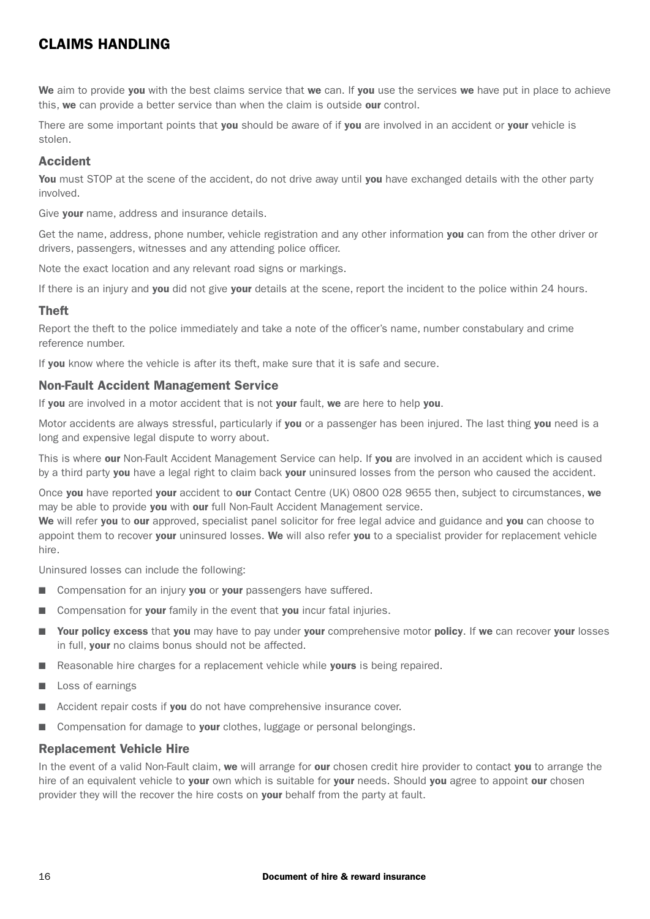# CLAIMS HANDLING

**We** aim to provide **you** with the best claims service that **we** can. If **you** use the services **we** have put in place to achieve this, **we** can provide a better service than when the claim is outside **our** control.

There are some important points that **you** should be aware of if **you** are involved in an accident or **your** vehicle is stolen.

## Accident

**You** must STOP at the scene of the accident, do not drive away until **you** have exchanged details with the other party involved.

Give **your** name, address and insurance details.

Get the name, address, phone number, vehicle registration and any other information **you** can from the other driver or drivers, passengers, witnesses and any attending police officer.

Note the exact location and any relevant road signs or markings.

If there is an injury and **you** did not give **your** details at the scene, report the incident to the police within 24 hours.

## Theft

Report the theft to the police immediately and take a note of the officer's name, number constabulary and crime reference number.

If **you** know where the vehicle is after its theft, make sure that it is safe and secure.

## Non-Fault Accident Management Service

If **you** are involved in a motor accident that is not **your** fault, **we** are here to help **you**.

Motor accidents are always stressful, particularly if **you** or a passenger has been injured. The last thing **you** need is a long and expensive legal dispute to worry about.

This is where **our** Non-Fault Accident Management Service can help. If **you** are involved in an accident which is caused by a third party **you** have a legal right to claim back **your** uninsured losses from the person who caused the accident.

Once **you** have reported **your** accident to **our** Contact Centre (UK) 0800 028 9655 then, subject to circumstances, **we** may be able to provide **you** with **our** full Non-Fault Accident Management service.
**We** will refer **you** to **our** approved, specialist panel solicitor for free legal advice and guidance and **you** can choose to appoint them to recover **your** uninsured losses. **We** will also refer **you** to a specialist provider for replacement vehicle hire.

Uninsured losses can include the following:

- Compensation for an injury **you** or **your** passengers have suffered.
- Compensation for **your** family in the event that **you** incur fatal injuries.
- **Your policy excess** that **you** may have to pay under **your** comprehensive motor **policy**. If **we** can recover **your** losses in full, **your** no claims bonus should not be affected.
- Reasonable hire charges for a replacement vehicle while **yours** is being repaired.
- Loss of earnings
- Accident repair costs if **you** do not have comprehensive insurance cover.
- Compensation for damage to **your** clothes, luggage or personal belongings.

## Replacement Vehicle Hire

In the event of a valid Non-Fault claim, **we** will arrange for **our** chosen credit hire provider to contact **you** to arrange the hire of an equivalent vehicle to **your** own which is suitable for **your** needs. Should **you** agree to appoint **our** chosen provider they will the recover the hire costs on **your** behalf from the party at fault.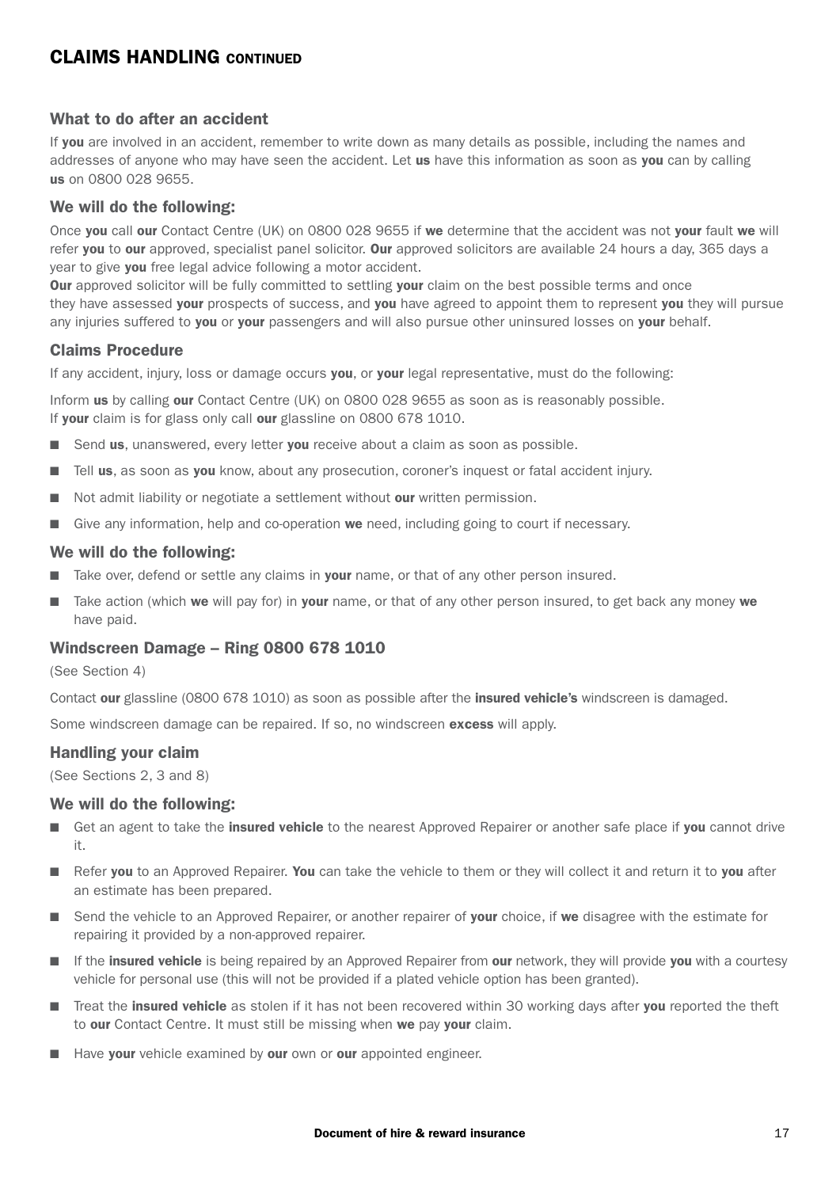# CLAIMS HANDLING CONTINUED

## What to do after an accident

If **you** are involved in an accident, remember to write down as many details as possible, including the names and addresses of anyone who may have seen the accident. Let **us** have this information as soon as **you** can by calling **us** on 0800 028 9655.

## We will do the following:

Once **you** call **our** Contact Centre (UK) on 0800 028 9655 if **we** determine that the accident was not **your** fault **we** will refer **you** to **our** approved, specialist panel solicitor. **Our** approved solicitors are available 24 hours a day, 365 days a year to give **you** free legal advice following a motor accident.

**Our** approved solicitor will be fully committed to settling **your** claim on the best possible terms and once they have assessed **your** prospects of success, and **you** have agreed to appoint them to represent **you** they will pursue any injuries suffered to **you** or **your** passengers and will also pursue other uninsured losses on **your** behalf.

## Claims Procedure

If any accident, injury, loss or damage occurs **you**, or **your** legal representative, must do the following:

Inform **us** by calling **our** Contact Centre (UK) on 0800 028 9655 as soon as is reasonably possible.
If **your** claim is for glass only call **our** glassline on 0800 678 1010.

- Send **us**, unanswered, every letter **you** receive about a claim as soon as possible.
- Tell **us**, as soon as **you** know, about any prosecution, coroner's inquest or fatal accident injury.
- Not admit liability or negotiate a settlement without **our** written permission.
- Give any information, help and co-operation **we** need, including going to court if necessary.

## We will do the following:

- Take over, defend or settle any claims in **your** name, or that of any other person insured.
- Take action (which **we** will pay for) in **your** name, or that of any other person insured, to get back any money **we** have paid.

## Windscreen Damage – Ring 0800 678 1010

(See Section 4)

Contact **our** glassline (0800 678 1010) as soon as possible after the **insured vehicle's** windscreen is damaged.

Some windscreen damage can be repaired. If so, no windscreen **excess** will apply.

## Handling your claim

(See Sections 2, 3 and 8)

## We will do the following:

- Get an agent to take the **insured vehicle** to the nearest Approved Repairer or another safe place if **you** cannot drive it.
- Refer **you** to an Approved Repairer. **You** can take the vehicle to them or they will collect it and return it to **you** after an estimate has been prepared.
- Send the vehicle to an Approved Repairer, or another repairer of **your** choice, if **we** disagree with the estimate for repairing it provided by a non-approved repairer.
- If the **insured vehicle** is being repaired by an Approved Repairer from **our** network, they will provide **you** with a courtesy vehicle for personal use (this will not be provided if a plated vehicle option has been granted).
- Treat the **insured vehicle** as stolen if it has not been recovered within 30 working days after **you** reported the theft to **our** Contact Centre. It must still be missing when **we** pay **your** claim.
- Have **your** vehicle examined by **our** own or **our** appointed engineer.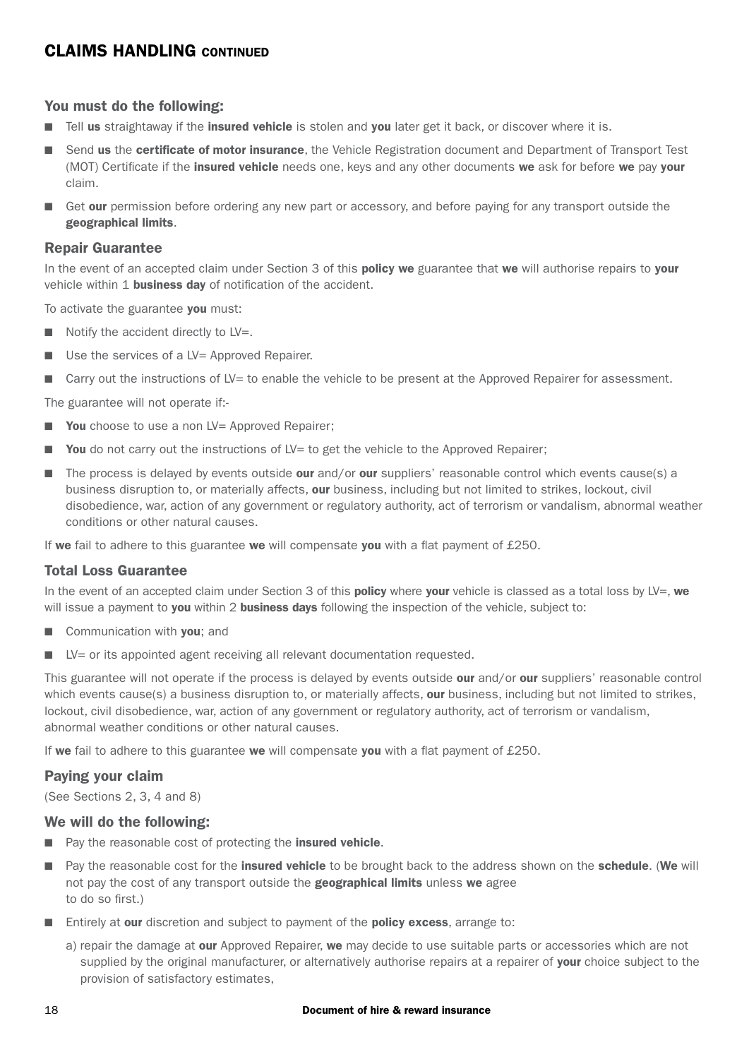## CLAIMS HANDLING CONTINUED

### You must do the following:

- Tell **us** straightaway if the **insured vehicle** is stolen and **you** later get it back, or discover where it is.
- Send **us** the **certificate of motor insurance**, the Vehicle Registration document and Department of Transport Test (MOT) Certificate if the **insured vehicle** needs one, keys and any other documents **we** ask for before **we** pay **your** claim.
- Get **our** permission before ordering any new part or accessory, and before paying for any transport outside the **geographical limits**.

### Repair Guarantee

In the event of an accepted claim under Section 3 of this **policy we** guarantee that **we** will authorise repairs to **your** vehicle within 1 **business day** of notification of the accident.

To activate the guarantee **you** must:

- Notify the accident directly to LV=.
- Use the services of a LV= Approved Repairer.
- Carry out the instructions of LV= to enable the vehicle to be present at the Approved Repairer for assessment.

The guarantee will not operate if:-

- **You** choose to use a non LV= Approved Repairer;
- **You** do not carry out the instructions of LV= to get the vehicle to the Approved Repairer;
- The process is delayed by events outside **our** and/or **our** suppliers' reasonable control which events cause(s) a business disruption to, or materially affects, **our** business, including but not limited to strikes, lockout, civil disobedience, war, action of any government or regulatory authority, act of terrorism or vandalism, abnormal weather conditions or other natural causes.

If **we** fail to adhere to this guarantee **we** will compensate **you** with a flat payment of £250.

### Total Loss Guarantee

In the event of an accepted claim under Section 3 of this **policy** where **your** vehicle is classed as a total loss by LV=, **we** will issue a payment to **you** within 2 **business days** following the inspection of the vehicle, subject to:

- Communication with **you**; and
- LV= or its appointed agent receiving all relevant documentation requested.

This guarantee will not operate if the process is delayed by events outside **our** and/or **our** suppliers' reasonable control which events cause(s) a business disruption to, or materially affects, **our** business, including but not limited to strikes, lockout, civil disobedience, war, action of any government or regulatory authority, act of terrorism or vandalism, abnormal weather conditions or other natural causes.

If **we** fail to adhere to this guarantee **we** will compensate **you** with a flat payment of £250.

### Paying your claim

(See Sections 2, 3, 4 and 8)

### We will do the following:

- Pay the reasonable cost of protecting the **insured vehicle**.
- Pay the reasonable cost for the **insured vehicle** to be brought back to the address shown on the **schedule**. (**We** will not pay the cost of any transport outside the **geographical limits** unless **we** agree to do so first.)
- Entirely at **our** discretion and subject to payment of the **policy excess**, arrange to:
  - a) repair the damage at **our** Approved Repairer, **we** may decide to use suitable parts or accessories which are not supplied by the original manufacturer, or alternatively authorise repairs at a repairer of **your** choice subject to the provision of satisfactory estimates,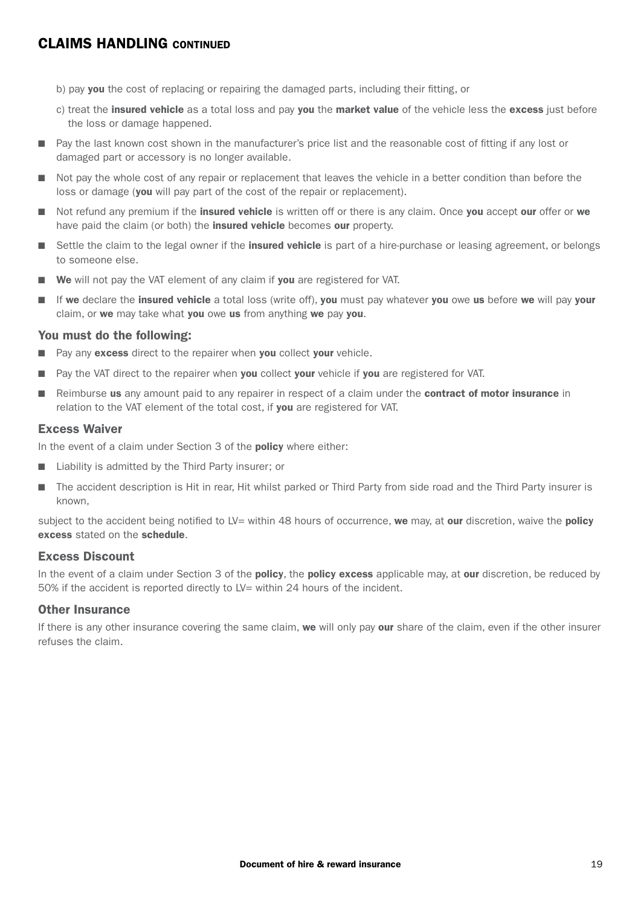## CLAIMS HANDLING CONTINUED

b) pay **you** the cost of replacing or repairing the damaged parts, including their fitting, or

c) treat the **insured vehicle** as a total loss and pay **you** the **market value** of the vehicle less the **excess** just before the loss or damage happened.

- Pay the last known cost shown in the manufacturer's price list and the reasonable cost of fitting if any lost or damaged part or accessory is no longer available.
- Not pay the whole cost of any repair or replacement that leaves the vehicle in a better condition than before the loss or damage (**you** will pay part of the cost of the repair or replacement).
- Not refund any premium if the **insured vehicle** is written off or there is any claim. Once **you** accept **our** offer or **we** have paid the claim (or both) the **insured vehicle** becomes **our** property.
- Settle the claim to the legal owner if the **insured vehicle** is part of a hire-purchase or leasing agreement, or belongs to someone else.
- **We** will not pay the VAT element of any claim if **you** are registered for VAT.
- If **we** declare the **insured vehicle** a total loss (write off), **you** must pay whatever **you** owe **us** before **we** will pay **your** claim, or **we** may take what **you** owe **us** from anything **we** pay **you**.

### You must do the following:

- Pay any **excess** direct to the repairer when **you** collect **your** vehicle.
- Pay the VAT direct to the repairer when **you** collect **your** vehicle if **you** are registered for VAT.
- Reimburse **us** any amount paid to any repairer in respect of a claim under the **contract of motor insurance** in relation to the VAT element of the total cost, if **you** are registered for VAT.

### Excess Waiver

In the event of a claim under Section 3 of the **policy** where either:

- Liability is admitted by the Third Party insurer; or
- The accident description is Hit in rear, Hit whilst parked or Third Party from side road and the Third Party insurer is known,

subject to the accident being notified to LV= within 48 hours of occurrence, **we** may, at **our** discretion, waive the **policy excess** stated on the **schedule**.

### Excess Discount

In the event of a claim under Section 3 of the **policy**, the **policy excess** applicable may, at **our** discretion, be reduced by 50% if the accident is reported directly to LV= within 24 hours of the incident.

### Other Insurance

If there is any other insurance covering the same claim, **we** will only pay **our** share of the claim, even if the other insurer refuses the claim.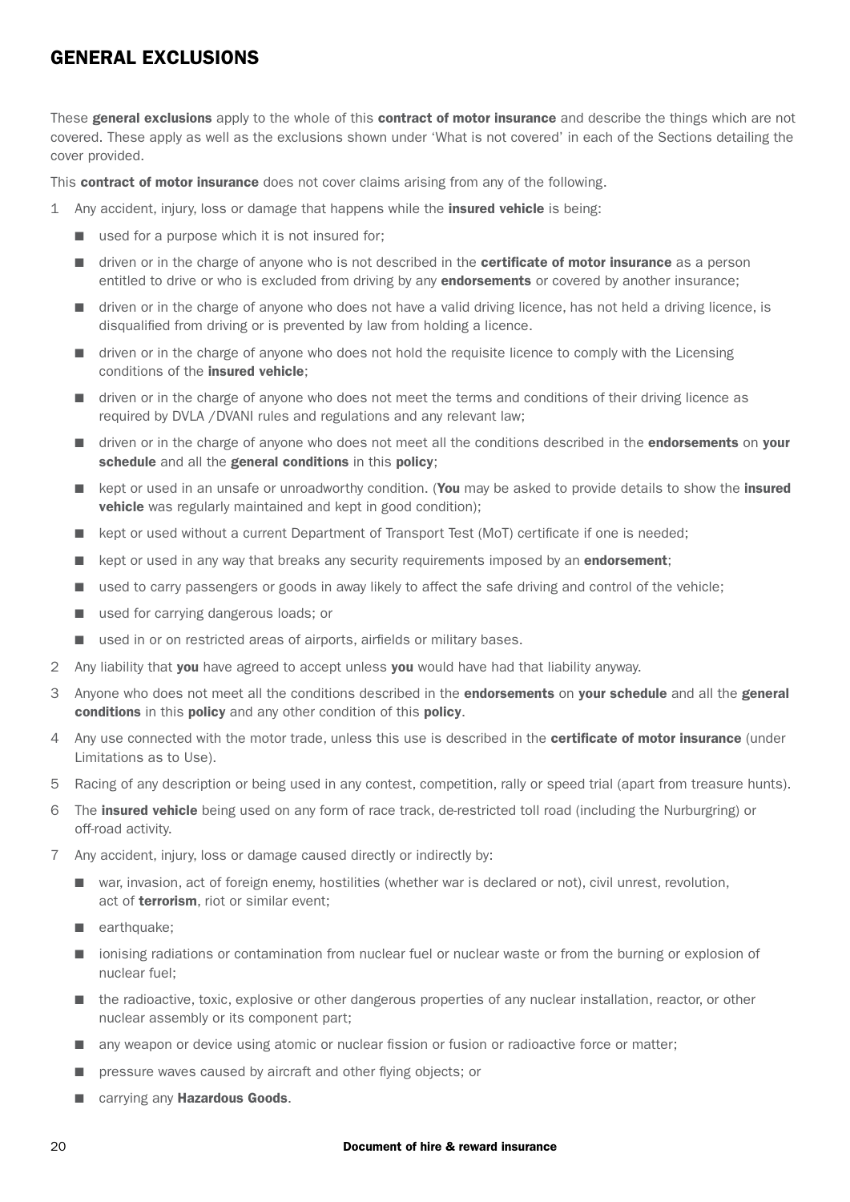## GENERAL EXCLUSIONS

These **general exclusions** apply to the whole of this **contract of motor insurance** and describe the things which are not covered. These apply as well as the exclusions shown under 'What is not covered' in each of the Sections detailing the cover provided.

This **contract of motor insurance** does not cover claims arising from any of the following.

1. Any accident, injury, loss or damage that happens while the **insured vehicle** is being:
   - used for a purpose which it is not insured for;
   - driven or in the charge of anyone who is not described in the **certificate of motor insurance** as a person entitled to drive or who is excluded from driving by any **endorsements** or covered by another insurance;
   - driven or in the charge of anyone who does not have a valid driving licence, has not held a driving licence, is disqualified from driving or is prevented by law from holding a licence.
   - driven or in the charge of anyone who does not hold the requisite licence to comply with the Licensing conditions of the **insured vehicle**;
   - driven or in the charge of anyone who does not meet the terms and conditions of their driving licence as required by DVLA /DVANI rules and regulations and any relevant law;
   - driven or in the charge of anyone who does not meet all the conditions described in the **endorsements** on **your schedule** and all the **general conditions** in this **policy**;
   - kept or used in an unsafe or unroadworthy condition. (**You** may be asked to provide details to show the **insured vehicle** was regularly maintained and kept in good condition);
   - kept or used without a current Department of Transport Test (MoT) certificate if one is needed;
   - kept or used in any way that breaks any security requirements imposed by an **endorsement**;
   - used to carry passengers or goods in away likely to affect the safe driving and control of the vehicle;
   - used for carrying dangerous loads; or
   - used in or on restricted areas of airports, airfields or military bases.
2. Any liability that **you** have agreed to accept unless **you** would have had that liability anyway.
3. Anyone who does not meet all the conditions described in the **endorsements** on **your schedule** and all the **general conditions** in this **policy** and any other condition of this **policy**.
4. Any use connected with the motor trade, unless this use is described in the **certificate of motor insurance** (under Limitations as to Use).
5. Racing of any description or being used in any contest, competition, rally or speed trial (apart from treasure hunts).
6. The **insured vehicle** being used on any form of race track, de-restricted toll road (including the Nurburgring) or off-road activity.
7. Any accident, injury, loss or damage caused directly or indirectly by:
   - war, invasion, act of foreign enemy, hostilities (whether war is declared or not), civil unrest, revolution, act of **terrorism**, riot or similar event;
   - earthquake;
   - ionising radiations or contamination from nuclear fuel or nuclear waste or from the burning or explosion of nuclear fuel;
   - the radioactive, toxic, explosive or other dangerous properties of any nuclear installation, reactor, or other nuclear assembly or its component part;
   - any weapon or device using atomic or nuclear fission or fusion or radioactive force or matter;
   - pressure waves caused by aircraft and other flying objects; or
   - carrying any **Hazardous Goods**.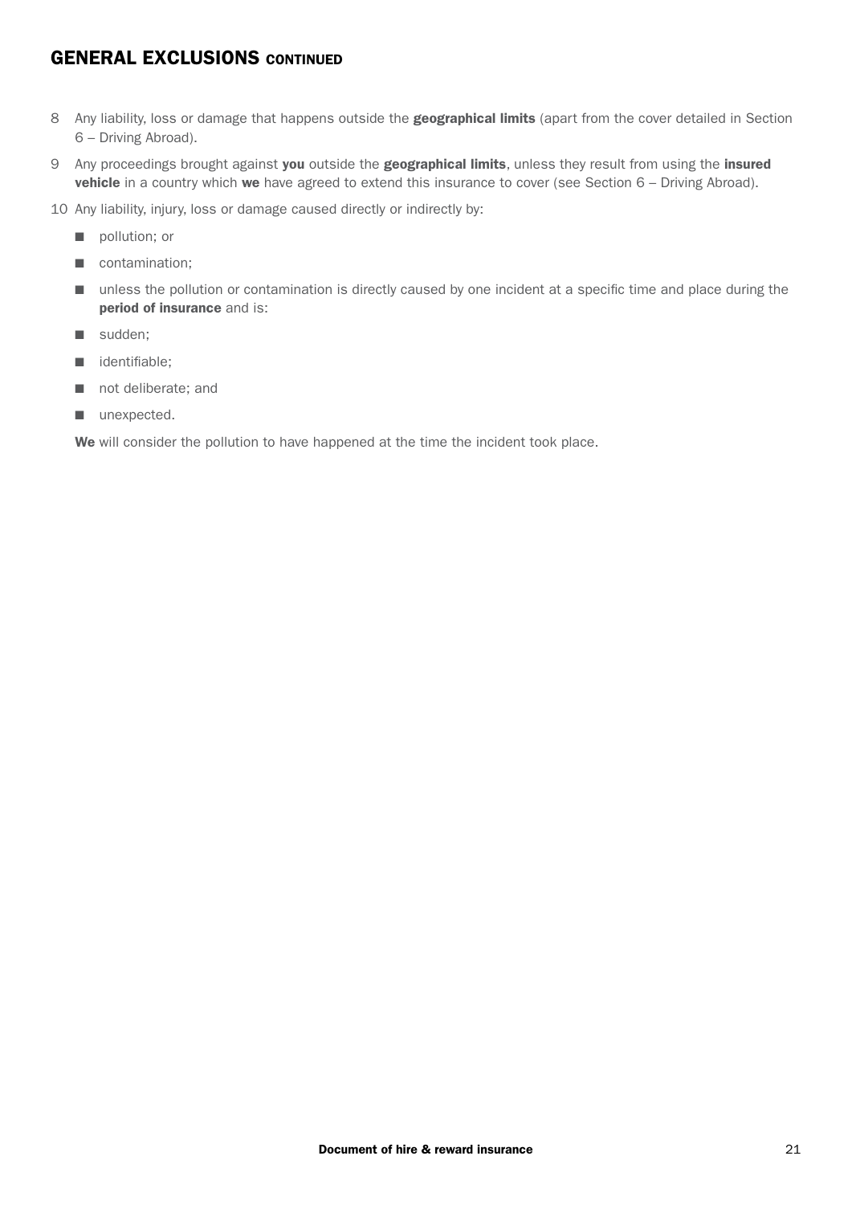## GENERAL EXCLUSIONS CONTINUED

8 Any liability, loss or damage that happens outside the **geographical limits** (apart from the cover detailed in Section 6 – Driving Abroad).

9 Any proceedings brought against **you** outside the **geographical limits**, unless they result from using the **insured vehicle** in a country which **we** have agreed to extend this insurance to cover (see Section 6 – Driving Abroad).

10 Any liability, injury, loss or damage caused directly or indirectly by:

- pollution; or
- contamination;
- unless the pollution or contamination is directly caused by one incident at a specific time and place during the **period of insurance** and is:
- sudden;
- identifiable;
- not deliberate; and
- unexpected.

**We** will consider the pollution to have happened at the time the incident took place.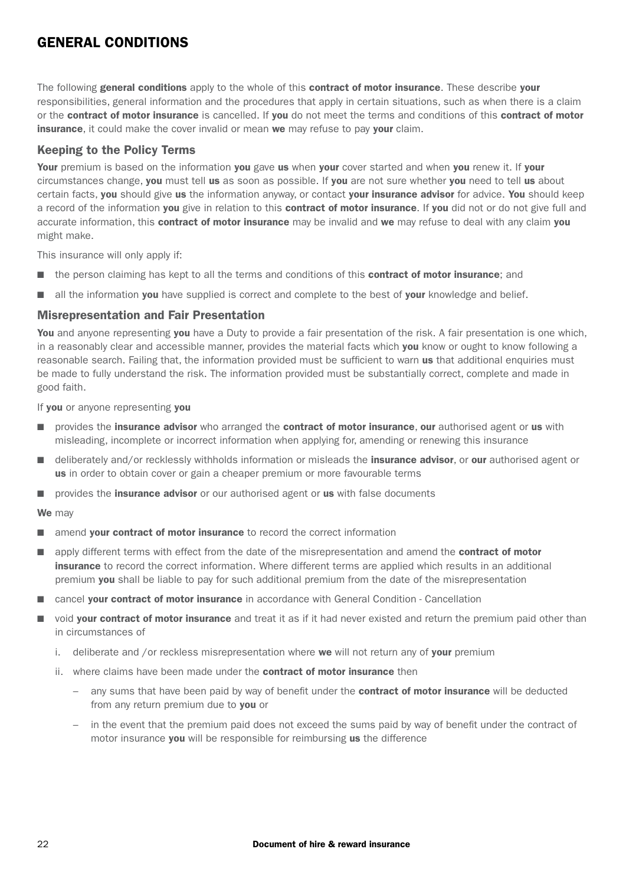# GENERAL CONDITIONS

The following **general conditions** apply to the whole of this **contract of motor insurance**. These describe **your** responsibilities, general information and the procedures that apply in certain situations, such as when there is a claim or the **contract of motor insurance** is cancelled. If **you** do not meet the terms and conditions of this **contract of motor insurance**, it could make the cover invalid or mean **we** may refuse to pay **your** claim.

## Keeping to the Policy Terms

**Your** premium is based on the information **you** gave **us** when **your** cover started and when **you** renew it. If **your** circumstances change, **you** must tell **us** as soon as possible. If **you** are not sure whether **you** need to tell **us** about certain facts, **you** should give **us** the information anyway, or contact **your insurance advisor** for advice. **You** should keep a record of the information **you** give in relation to this **contract of motor insurance**. If **you** did not or do not give full and accurate information, this **contract of motor insurance** may be invalid and **we** may refuse to deal with any claim **you** might make.

This insurance will only apply if:

- the person claiming has kept to all the terms and conditions of this **contract of motor insurance**; and
- all the information **you** have supplied is correct and complete to the best of **your** knowledge and belief.

## Misrepresentation and Fair Presentation

**You** and anyone representing **you** have a Duty to provide a fair presentation of the risk. A fair presentation is one which, in a reasonably clear and accessible manner, provides the material facts which **you** know or ought to know following a reasonable search. Failing that, the information provided must be sufficient to warn **us** that additional enquiries must be made to fully understand the risk. The information provided must be substantially correct, complete and made in good faith.

If **you** or anyone representing **you**

- provides the **insurance advisor** who arranged the **contract of motor insurance**, **our** authorised agent or **us** with misleading, incomplete or incorrect information when applying for, amending or renewing this insurance
- deliberately and/or recklessly withholds information or misleads the **insurance advisor**, or **our** authorised agent or **us** in order to obtain cover or gain a cheaper premium or more favourable terms
- provides the **insurance advisor** or our authorised agent or **us** with false documents

**We** may

- amend **your contract of motor insurance** to record the correct information
- apply different terms with effect from the date of the misrepresentation and amend the **contract of motor insurance** to record the correct information. Where different terms are applied which results in an additional premium **you** shall be liable to pay for such additional premium from the date of the misrepresentation
- cancel **your contract of motor insurance** in accordance with General Condition - Cancellation
- void **your contract of motor insurance** and treat it as if it had never existed and return the premium paid other than in circumstances of
    i. deliberate and /or reckless misrepresentation where **we** will not return any of **your** premium
    ii. where claims have been made under the **contract of motor insurance** then
        – any sums that have been paid by way of benefit under the **contract of motor insurance** will be deducted from any return premium due to **you** or
        – in the event that the premium paid does not exceed the sums paid by way of benefit under the contract of motor insurance **you** will be responsible for reimbursing **us** the difference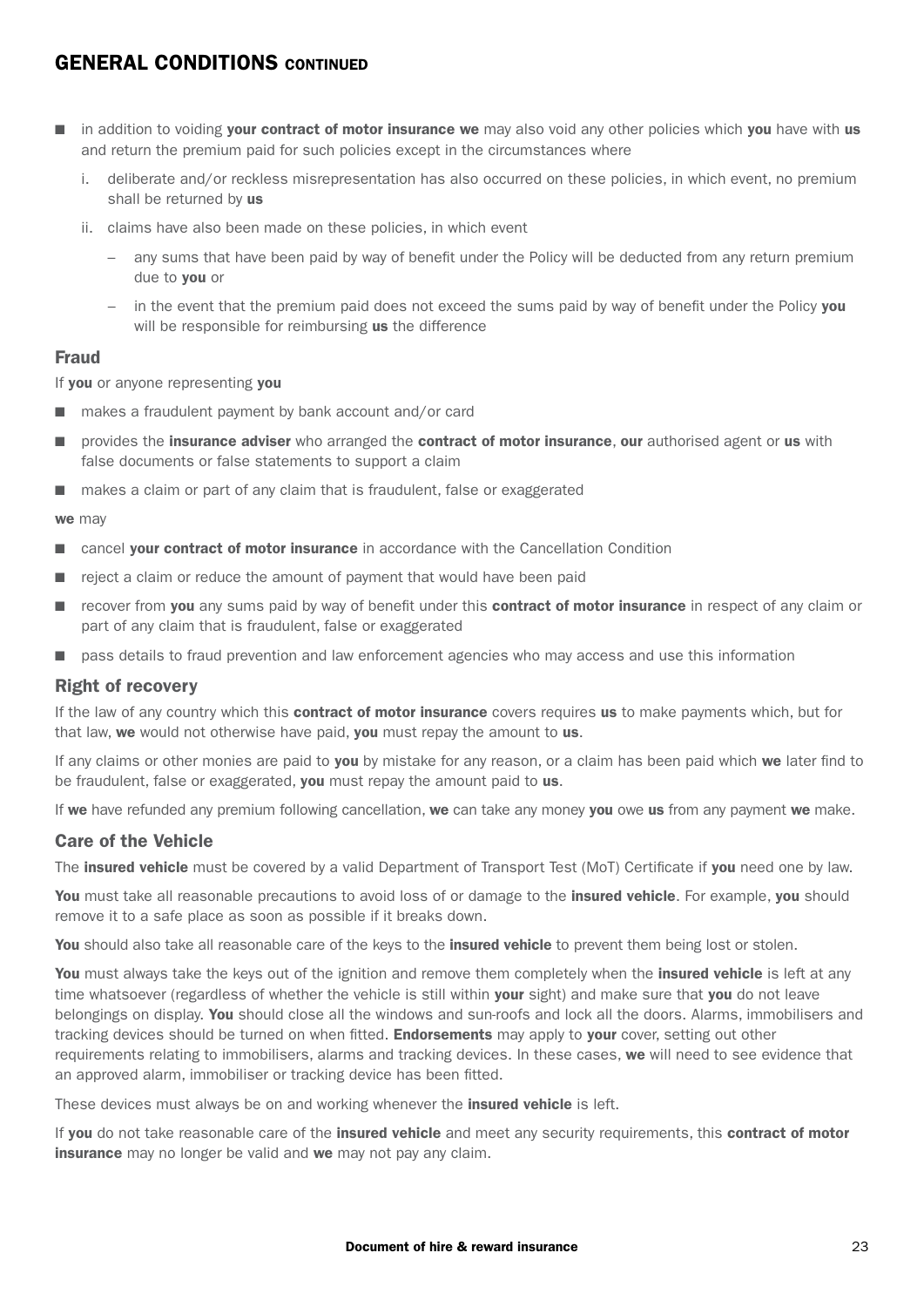## GENERAL CONDITIONS CONTINUED

- in addition to voiding **your contract of motor insurance we** may also void any other policies which **you** have with **us** and return the premium paid for such policies except in the circumstances where
  - i. deliberate and/or reckless misrepresentation has also occurred on these policies, in which event, no premium shall be returned by **us**
  - ii. claims have also been made on these policies, in which event
    - any sums that have been paid by way of benefit under the Policy will be deducted from any return premium due to **you** or
    - in the event that the premium paid does not exceed the sums paid by way of benefit under the Policy **you** will be responsible for reimbursing **us** the difference

### Fraud

If **you** or anyone representing **you**

- makes a fraudulent payment by bank account and/or card
- provides the **insurance adviser** who arranged the **contract of motor insurance**, **our** authorised agent or **us** with false documents or false statements to support a claim
- makes a claim or part of any claim that is fraudulent, false or exaggerated

**we** may

- cancel **your contract of motor insurance** in accordance with the Cancellation Condition
- reject a claim or reduce the amount of payment that would have been paid
- recover from **you** any sums paid by way of benefit under this **contract of motor insurance** in respect of any claim or part of any claim that is fraudulent, false or exaggerated
- pass details to fraud prevention and law enforcement agencies who may access and use this information

### Right of recovery

If the law of any country which this **contract of motor insurance** covers requires **us** to make payments which, but for that law, **we** would not otherwise have paid, **you** must repay the amount to **us**.

If any claims or other monies are paid to **you** by mistake for any reason, or a claim has been paid which **we** later find to be fraudulent, false or exaggerated, **you** must repay the amount paid to **us**.

If **we** have refunded any premium following cancellation, **we** can take any money **you** owe **us** from any payment **we** make.

### Care of the Vehicle

The **insured vehicle** must be covered by a valid Department of Transport Test (MoT) Certificate if **you** need one by law.

**You** must take all reasonable precautions to avoid loss of or damage to the **insured vehicle**. For example, **you** should remove it to a safe place as soon as possible if it breaks down.

**You** should also take all reasonable care of the keys to the **insured vehicle** to prevent them being lost or stolen.

**You** must always take the keys out of the ignition and remove them completely when the **insured vehicle** is left at any time whatsoever (regardless of whether the vehicle is still within **your** sight) and make sure that **you** do not leave belongings on display. **You** should close all the windows and sun-roofs and lock all the doors. Alarms, immobilisers and tracking devices should be turned on when fitted. **Endorsements** may apply to **your** cover, setting out other requirements relating to immobilisers, alarms and tracking devices. In these cases, **we** will need to see evidence that an approved alarm, immobiliser or tracking device has been fitted.

These devices must always be on and working whenever the **insured vehicle** is left.

If **you** do not take reasonable care of the **insured vehicle** and meet any security requirements, this **contract of motor insurance** may no longer be valid and **we** may not pay any claim.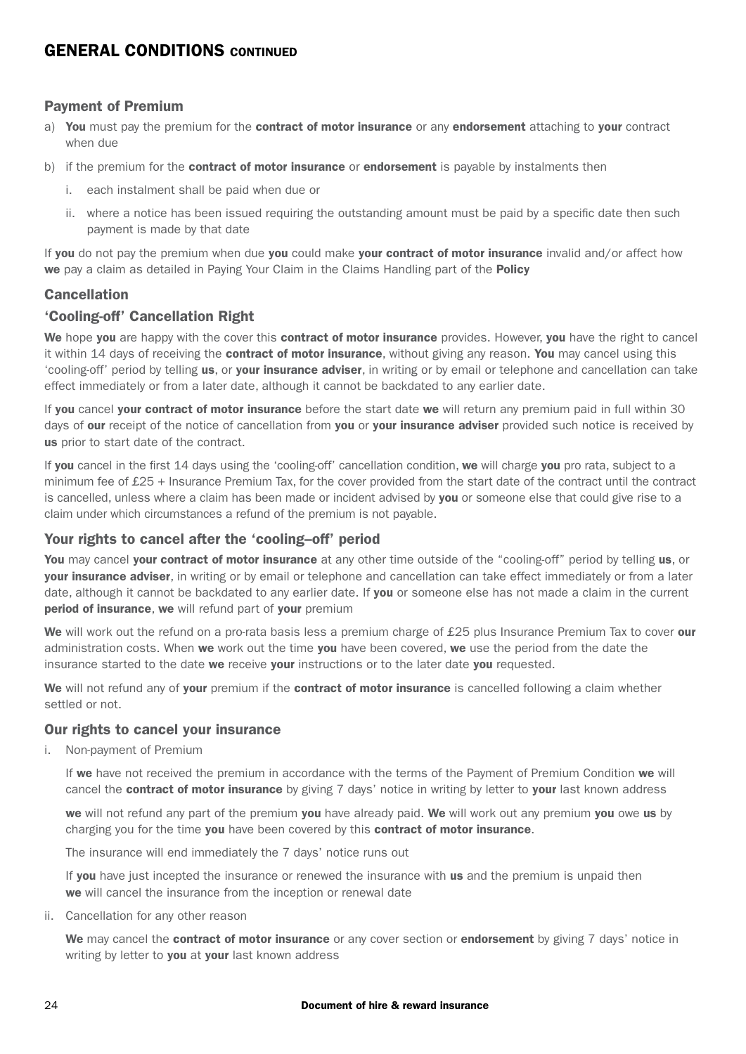## GENERAL CONDITIONS CONTINUED

### Payment of Premium

a) **You** must pay the premium for the **contract of motor insurance** or any **endorsement** attaching to **your** contract when due

b) if the premium for the **contract of motor insurance** or **endorsement** is payable by instalments then

   i. each instalment shall be paid when due or

   ii. where a notice has been issued requiring the outstanding amount must be paid by a specific date then such payment is made by that date

If **you** do not pay the premium when due **you** could make **your contract of motor insurance** invalid and/or affect how **we** pay a claim as detailed in Paying Your Claim in the Claims Handling part of the **Policy**

### Cancellation

### 'Cooling-off' Cancellation Right

**We** hope **you** are happy with the cover this **contract of motor insurance** provides. However, **you** have the right to cancel it within 14 days of receiving the **contract of motor insurance**, without giving any reason. **You** may cancel using this 'cooling-off' period by telling **us**, or **your insurance adviser**, in writing or by email or telephone and cancellation can take effect immediately or from a later date, although it cannot be backdated to any earlier date.

If **you** cancel **your contract of motor insurance** before the start date **we** will return any premium paid in full within 30 days of **our** receipt of the notice of cancellation from **you** or **your insurance adviser** provided such notice is received by **us** prior to start date of the contract.

If **you** cancel in the first 14 days using the 'cooling-off' cancellation condition, **we** will charge **you** pro rata, subject to a minimum fee of £25 + Insurance Premium Tax, for the cover provided from the start date of the contract until the contract is cancelled, unless where a claim has been made or incident advised by **you** or someone else that could give rise to a claim under which circumstances a refund of the premium is not payable.

### Your rights to cancel after the 'cooling–off' period

**You** may cancel **your contract of motor insurance** at any other time outside of the "cooling-off" period by telling **us**, or **your insurance adviser**, in writing or by email or telephone and cancellation can take effect immediately or from a later date, although it cannot be backdated to any earlier date. If **you** or someone else has not made a claim in the current **period of insurance**, **we** will refund part of **your** premium

**We** will work out the refund on a pro-rata basis less a premium charge of £25 plus Insurance Premium Tax to cover **our** administration costs. When **we** work out the time **you** have been covered, **we** use the period from the date the insurance started to the date **we** receive **your** instructions or to the later date **you** requested.

**We** will not refund any of **your** premium if the **contract of motor insurance** is cancelled following a claim whether settled or not.

### Our rights to cancel your insurance

i. Non-payment of Premium

   If **we** have not received the premium in accordance with the terms of the Payment of Premium Condition **we** will cancel the **contract of motor insurance** by giving 7 days' notice in writing by letter to **your** last known address

   **we** will not refund any part of the premium **you** have already paid. **We** will work out any premium **you** owe **us** by charging you for the time **you** have been covered by this **contract of motor insurance**.

   The insurance will end immediately the 7 days' notice runs out

   If **you** have just incepted the insurance or renewed the insurance with **us** and the premium is unpaid then **we** will cancel the insurance from the inception or renewal date

ii. Cancellation for any other reason

   **We** may cancel the **contract of motor insurance** or any cover section or **endorsement** by giving 7 days' notice in writing by letter to **you** at **your** last known address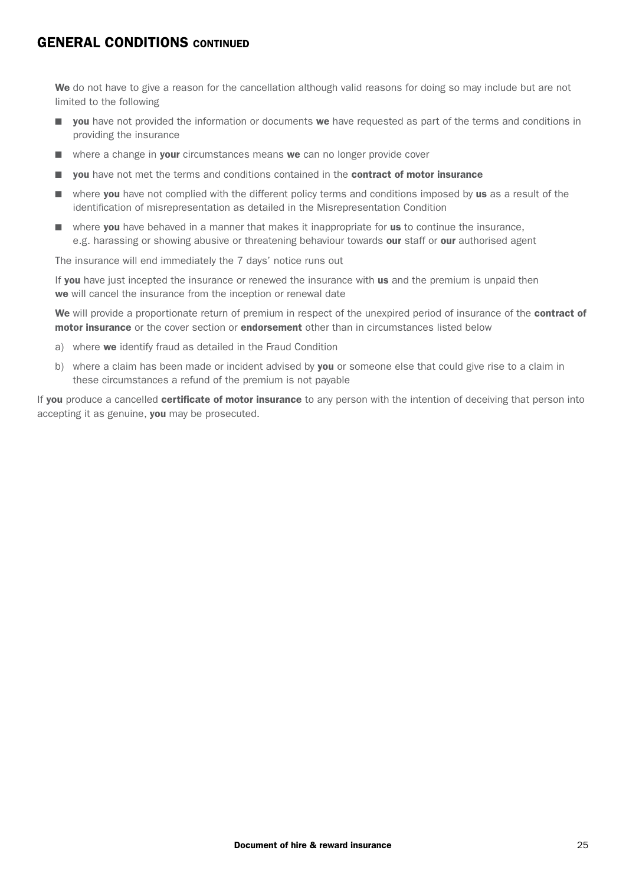## GENERAL CONDITIONS CONTINUED

**We** do not have to give a reason for the cancellation although valid reasons for doing so may include but are not limited to the following

- **you** have not provided the information or documents **we** have requested as part of the terms and conditions in providing the insurance
- where a change in **your** circumstances means **we** can no longer provide cover
- **you** have not met the terms and conditions contained in the **contract of motor insurance**
- where **you** have not complied with the different policy terms and conditions imposed by **us** as a result of the identification of misrepresentation as detailed in the Misrepresentation Condition
- where **you** have behaved in a manner that makes it inappropriate for **us** to continue the insurance, e.g. harassing or showing abusive or threatening behaviour towards **our** staff or **our** authorised agent

The insurance will end immediately the 7 days' notice runs out

If **you** have just incepted the insurance or renewed the insurance with **us** and the premium is unpaid then **we** will cancel the insurance from the inception or renewal date

**We** will provide a proportionate return of premium in respect of the unexpired period of insurance of the **contract of motor insurance** or the cover section or **endorsement** other than in circumstances listed below

a) where **we** identify fraud as detailed in the Fraud Condition

b) where a claim has been made or incident advised by **you** or someone else that could give rise to a claim in these circumstances a refund of the premium is not payable

If **you** produce a cancelled **certificate of motor insurance** to any person with the intention of deceiving that person into accepting it as genuine, **you** may be prosecuted.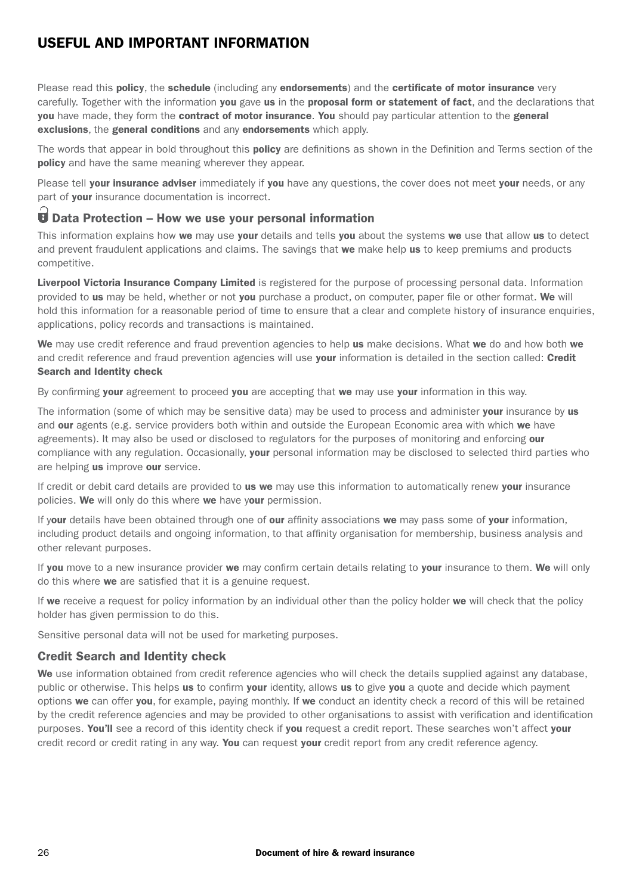# USEFUL AND IMPORTANT INFORMATION

Please read this **policy**, the **schedule** (including any **endorsements**) and the **certificate of motor insurance** very carefully. Together with the information **you** gave **us** in the **proposal form or statement of fact**, and the declarations that **you** have made, they form the **contract of motor insurance**. **You** should pay particular attention to the **general exclusions**, the **general conditions** and any **endorsements** which apply.

The words that appear in bold throughout this **policy** are definitions as shown in the Definition and Terms section of the **policy** and have the same meaning wherever they appear.

Please tell **your insurance adviser** immediately if **you** have any questions, the cover does not meet **your** needs, or any part of **your** insurance documentation is incorrect.

## Data Protection – How we use your personal information

This information explains how **we** may use **your** details and tells **you** about the systems **we** use that allow **us** to detect and prevent fraudulent applications and claims. The savings that **we** make help **us** to keep premiums and products competitive.

**Liverpool Victoria Insurance Company Limited** is registered for the purpose of processing personal data. Information provided to **us** may be held, whether or not **you** purchase a product, on computer, paper file or other format. **We** will hold this information for a reasonable period of time to ensure that a clear and complete history of insurance enquiries, applications, policy records and transactions is maintained.

**We** may use credit reference and fraud prevention agencies to help **us** make decisions. What **we** do and how both **we** and credit reference and fraud prevention agencies will use **your** information is detailed in the section called: **Credit Search and Identity check**

By confirming **your** agreement to proceed **you** are accepting that **we** may use **your** information in this way.

The information (some of which may be sensitive data) may be used to process and administer **your** insurance by **us** and **our** agents (e.g. service providers both within and outside the European Economic area with which **we** have agreements). It may also be used or disclosed to regulators for the purposes of monitoring and enforcing **our** compliance with any regulation. Occasionally, **your** personal information may be disclosed to selected third parties who are helping **us** improve **our** service.

If credit or debit card details are provided to **us we** may use this information to automatically renew **your** insurance policies. **We** will only do this where **we** have y**our** permission.

If y**our** details have been obtained through one of **our** affinity associations **we** may pass some of **your** information, including product details and ongoing information, to that affinity organisation for membership, business analysis and other relevant purposes.

If **you** move to a new insurance provider **we** may confirm certain details relating to **your** insurance to them. **We** will only do this where **we** are satisfied that it is a genuine request.

If **we** receive a request for policy information by an individual other than the policy holder **we** will check that the policy holder has given permission to do this.

Sensitive personal data will not be used for marketing purposes.

### Credit Search and Identity check

**We** use information obtained from credit reference agencies who will check the details supplied against any database, public or otherwise. This helps **us** to confirm **your** identity, allows **us** to give **you** a quote and decide which payment options **we** can offer **you**, for example, paying monthly. If **we** conduct an identity check a record of this will be retained by the credit reference agencies and may be provided to other organisations to assist with verification and identification purposes. **You'll** see a record of this identity check if **you** request a credit report. These searches won't affect **your** credit record or credit rating in any way. **You** can request **your** credit report from any credit reference agency.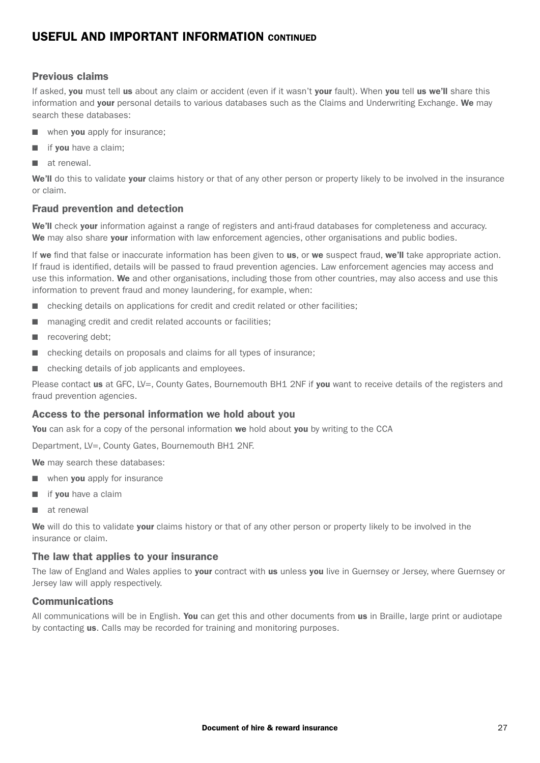## USEFUL AND IMPORTANT INFORMATION CONTINUED

### Previous claims

If asked, **you** must tell **us** about any claim or accident (even if it wasn't **your** fault). When **you** tell **us we'll** share this information and **your** personal details to various databases such as the Claims and Underwriting Exchange. **We** may search these databases:

- when **you** apply for insurance;
- if **you** have a claim;
- at renewal.

**We'll** do this to validate **your** claims history or that of any other person or property likely to be involved in the insurance or claim.

### Fraud prevention and detection

**We'll** check **your** information against a range of registers and anti-fraud databases for completeness and accuracy. **We** may also share **your** information with law enforcement agencies, other organisations and public bodies.

If **we** find that false or inaccurate information has been given to **us**, or **we** suspect fraud, **we'll** take appropriate action. If fraud is identified, details will be passed to fraud prevention agencies. Law enforcement agencies may access and use this information. **We** and other organisations, including those from other countries, may also access and use this information to prevent fraud and money laundering, for example, when:

- checking details on applications for credit and credit related or other facilities;
- managing credit and credit related accounts or facilities;
- recovering debt;
- checking details on proposals and claims for all types of insurance;
- checking details of job applicants and employees.

Please contact **us** at GFC, LV=, County Gates, Bournemouth BH1 2NF if **you** want to receive details of the registers and fraud prevention agencies.

### Access to the personal information we hold about you

**You** can ask for a copy of the personal information **we** hold about **you** by writing to the CCA

Department, LV=, County Gates, Bournemouth BH1 2NF.

**We** may search these databases:

- when **you** apply for insurance
- if **you** have a claim
- at renewal

**We** will do this to validate **your** claims history or that of any other person or property likely to be involved in the insurance or claim.

### The law that applies to your insurance

The law of England and Wales applies to **your** contract with **us** unless **you** live in Guernsey or Jersey, where Guernsey or Jersey law will apply respectively.

### Communications

All communications will be in English. **You** can get this and other documents from **us** in Braille, large print or audiotape by contacting **us**. Calls may be recorded for training and monitoring purposes.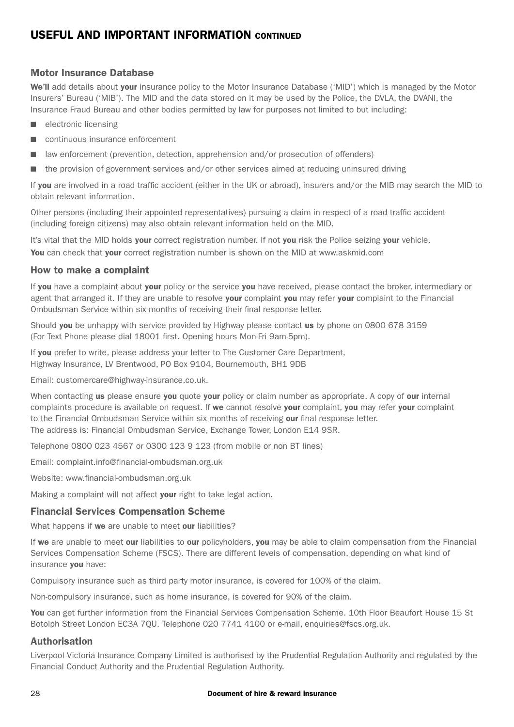## USEFUL AND IMPORTANT INFORMATION CONTINUED

### Motor Insurance Database

**We'll** add details about **your** insurance policy to the Motor Insurance Database ('MID') which is managed by the Motor Insurers' Bureau ('MIB'). The MID and the data stored on it may be used by the Police, the DVLA, the DVANI, the Insurance Fraud Bureau and other bodies permitted by law for purposes not limited to but including:

- electronic licensing
- continuous insurance enforcement
- law enforcement (prevention, detection, apprehension and/or prosecution of offenders)
- the provision of government services and/or other services aimed at reducing uninsured driving

If **you** are involved in a road traffic accident (either in the UK or abroad), insurers and/or the MIB may search the MID to obtain relevant information.

Other persons (including their appointed representatives) pursuing a claim in respect of a road traffic accident (including foreign citizens) may also obtain relevant information held on the MID.

It's vital that the MID holds **your** correct registration number. If not **you** risk the Police seizing **your** vehicle. **You** can check that **your** correct registration number is shown on the MID at www.askmid.com

### How to make a complaint

If **you** have a complaint about **your** policy or the service **you** have received, please contact the broker, intermediary or agent that arranged it. If they are unable to resolve **your** complaint **you** may refer **your** complaint to the Financial Ombudsman Service within six months of receiving their final response letter.

Should **you** be unhappy with service provided by Highway please contact **us** by phone on 0800 678 3159 (For Text Phone please dial 18001 first. Opening hours Mon-Fri 9am-5pm).

If **you** prefer to write, please address your letter to The Customer Care Department, Highway Insurance, LV Brentwood, PO Box 9104, Bournemouth, BH1 9DB

Email: customercare@highway-insurance.co.uk.

When contacting **us** please ensure **you** quote **your** policy or claim number as appropriate. A copy of **our** internal complaints procedure is available on request. If **we** cannot resolve **your** complaint, **you** may refer **your** complaint to the Financial Ombudsman Service within six months of receiving **our** final response letter.
The address is: Financial Ombudsman Service, Exchange Tower, London E14 9SR.

Telephone 0800 023 4567 or 0300 123 9 123 (from mobile or non BT lines)

Email: complaint.info@financial-ombudsman.org.uk

Website: www.financial-ombudsman.org.uk

Making a complaint will not affect **your** right to take legal action.

### Financial Services Compensation Scheme

What happens if **we** are unable to meet **our** liabilities?

If **we** are unable to meet **our** liabilities to **our** policyholders, **you** may be able to claim compensation from the Financial Services Compensation Scheme (FSCS). There are different levels of compensation, depending on what kind of insurance **you** have:

Compulsory insurance such as third party motor insurance, is covered for 100% of the claim.

Non-compulsory insurance, such as home insurance, is covered for 90% of the claim.

**You** can get further information from the Financial Services Compensation Scheme. 10th Floor Beaufort House 15 St Botolph Street London EC3A 7QU. Telephone 020 7741 4100 or e-mail, enquiries@fscs.org.uk.

### Authorisation

Liverpool Victoria Insurance Company Limited is authorised by the Prudential Regulation Authority and regulated by the Financial Conduct Authority and the Prudential Regulation Authority.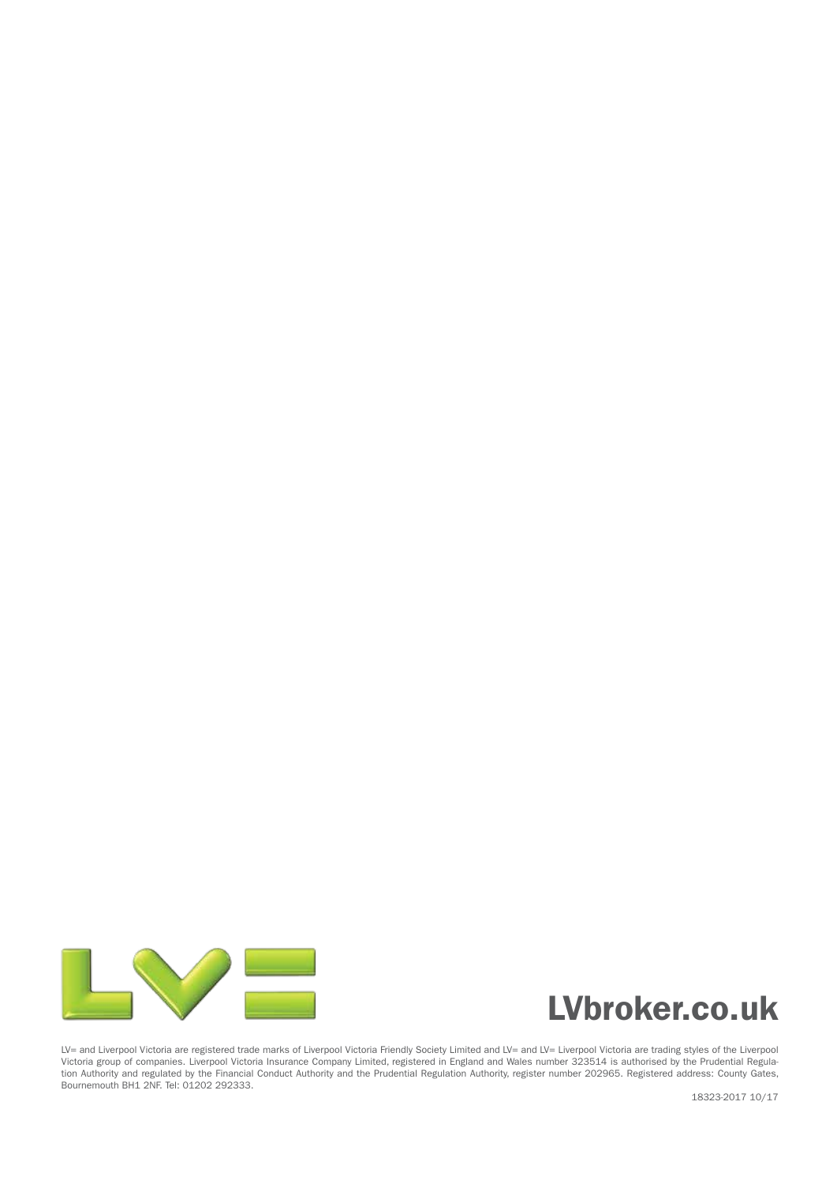LVbroker.co.uk

LV= and Liverpool Victoria are registered trade marks of Liverpool Victoria Friendly Society Limited and LV= and LV= Liverpool Victoria are trading styles of the Liverpool Victoria group of companies. Liverpool Victoria Insurance Company Limited, registered in England and Wales number 323514 is authorised by the Prudential Regulation Authority and regulated by the Financial Conduct Authority and the Prudential Regulation Authority, register number 202965. Registered address: County Gates, Bournemouth BH1 2NF. Tel: 01202 292333.

18323-2017 10/17